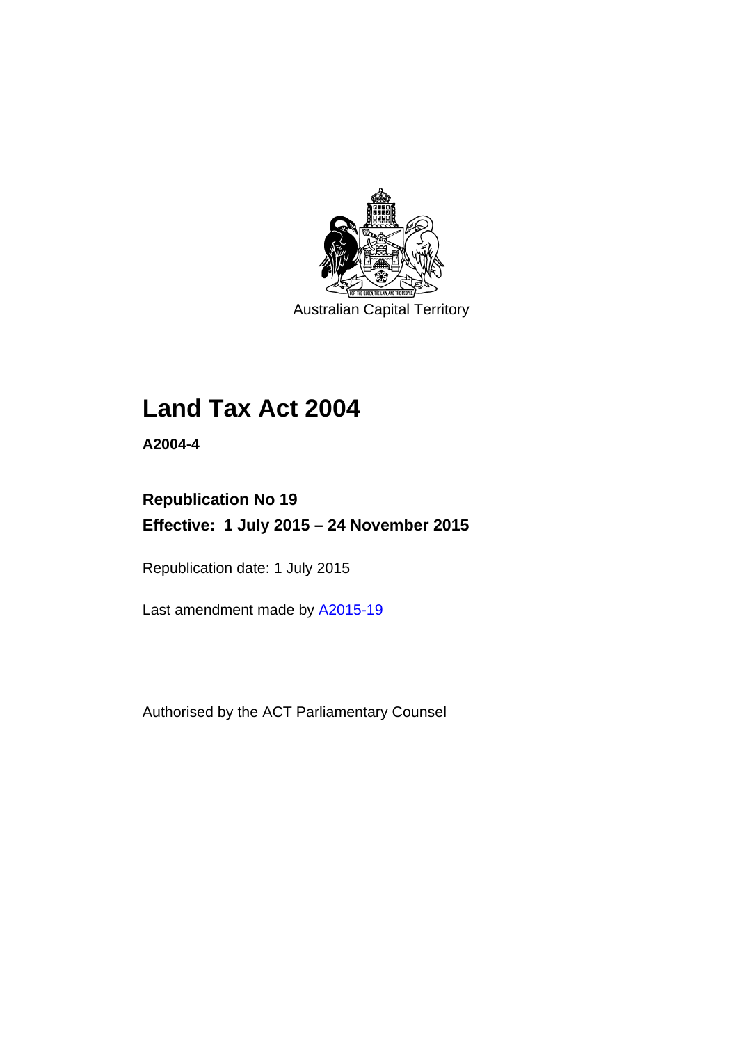Australian Capital Territory

# Land Tax Act 2004

**A2004-4**

**Republication No 19**

**Effective: 1 July 2015 – 24 November 2015**

Republication date: 1 July 2015

Last amendment made by A2015-19

Authorised by the ACT Parliamentary Counsel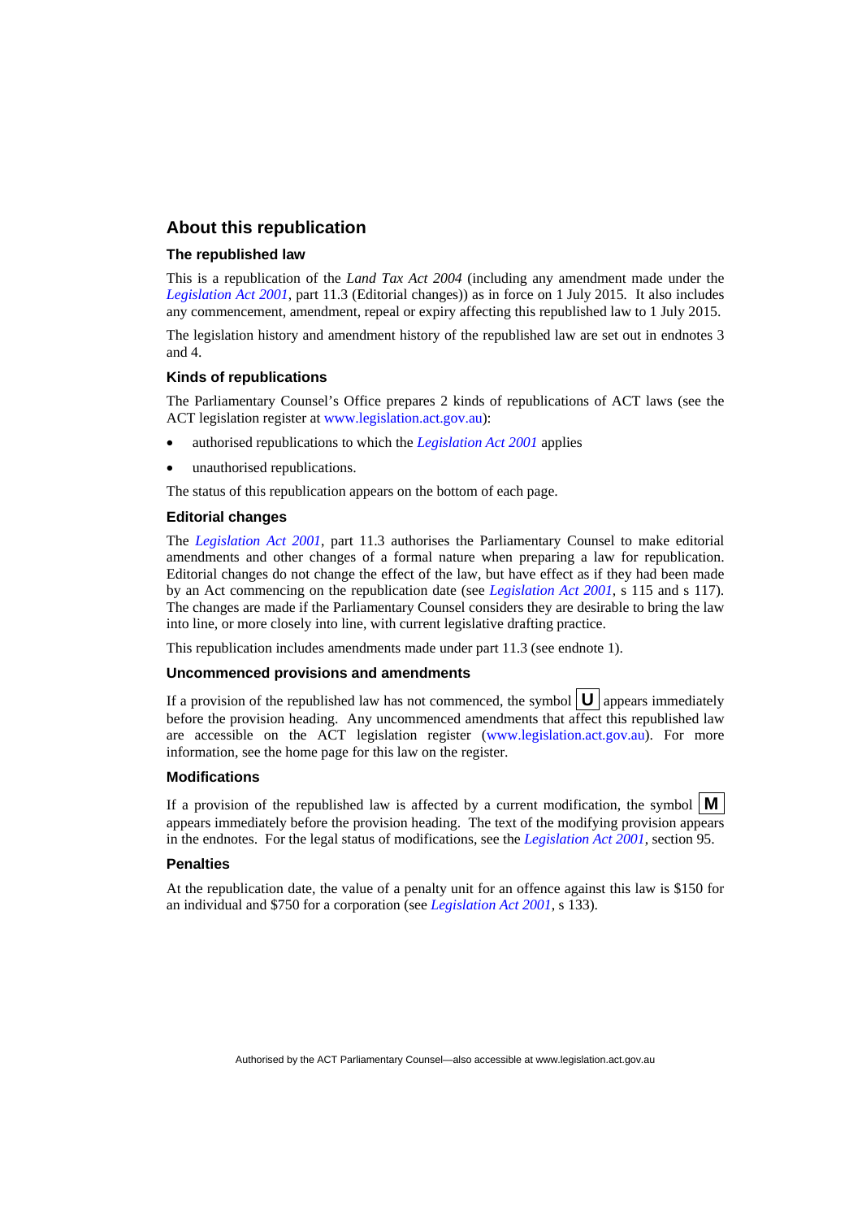## About this republication

### The republished law

This is a republication of the *Land Tax Act 2004* (including any amendment made under the *Legislation Act 2001*, part 11.3 (Editorial changes)) as in force on 1 July 2015. It also includes any commencement, amendment, repeal or expiry affecting this republished law to 1 July 2015.

The legislation history and amendment history of the republished law are set out in endnotes 3 and 4.

### Kinds of republications

The Parliamentary Counsel's Office prepares 2 kinds of republications of ACT laws (see the ACT legislation register at www.legislation.act.gov.au):

- authorised republications to which the *Legislation Act 2001* applies
- unauthorised republications.

The status of this republication appears on the bottom of each page.

### Editorial changes

The *Legislation Act 2001*, part 11.3 authorises the Parliamentary Counsel to make editorial amendments and other changes of a formal nature when preparing a law for republication. Editorial changes do not change the effect of the law, but have effect as if they had been made by an Act commencing on the republication date (see *Legislation Act 2001*, s 115 and s 117). The changes are made if the Parliamentary Counsel considers they are desirable to bring the law into line, or more closely into line, with current legislative drafting practice.

This republication includes amendments made under part 11.3 (see endnote 1).

### Uncommenced provisions and amendments

If a provision of the republished law has not commenced, the symbol **U** appears immediately before the provision heading. Any uncommenced amendments that affect this republished law are accessible on the ACT legislation register (www.legislation.act.gov.au). For more information, see the home page for this law on the register.

### Modifications

If a provision of the republished law is affected by a current modification, the symbol **M** appears immediately before the provision heading. The text of the modifying provision appears in the endnotes. For the legal status of modifications, see the *Legislation Act 2001*, section 95.

### Penalties

At the republication date, the value of a penalty unit for an offence against this law is $150 for an individual and $750 for a corporation (see *Legislation Act 2001*, s 133).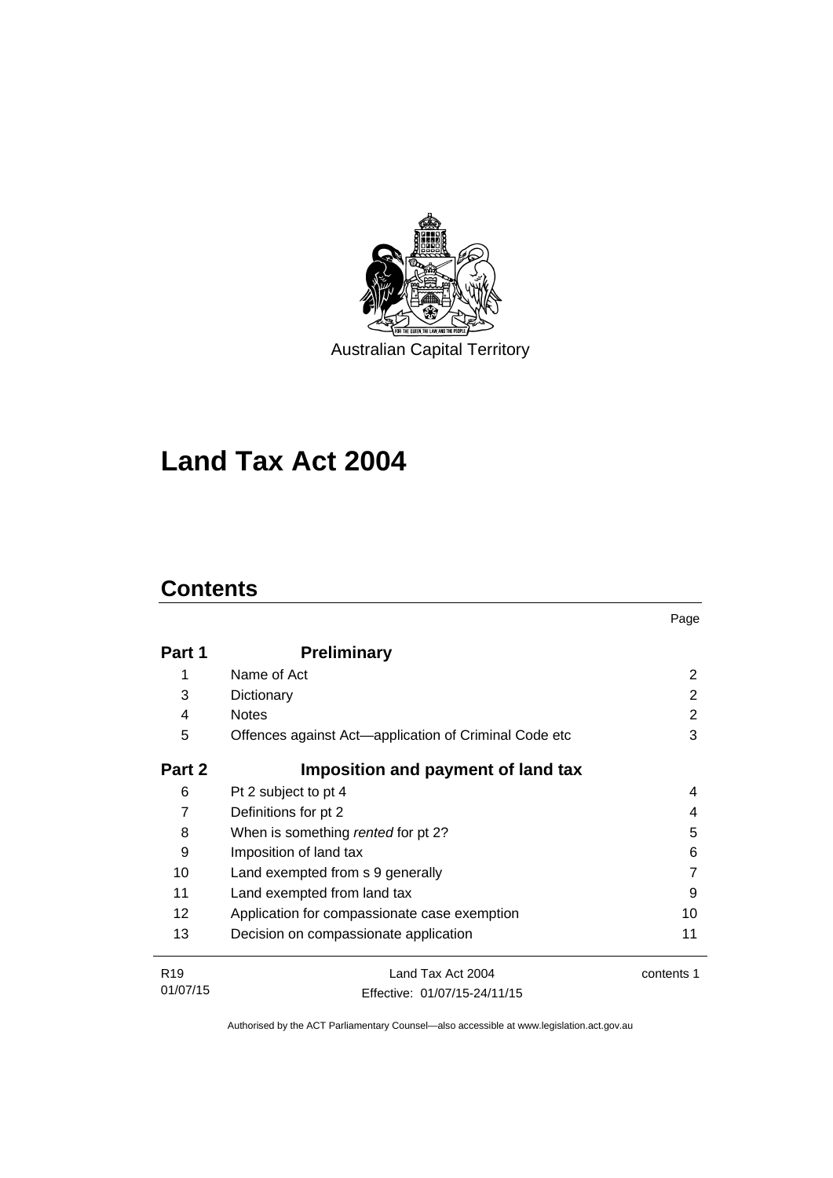Australian Capital Territory

# Land Tax Act 2004

## Contents

| | | Page |
|---|---|---|
| **Part 1** | **Preliminary** | |
| 1 | Name of Act | 2 |
| 3 | Dictionary | 2 |
| 4 | Notes | 2 |
| 5 | Offences against Act—application of Criminal Code etc | 3 |
| **Part 2** | **Imposition and payment of land tax** | |
| 6 | Pt 2 subject to pt 4 | 4 |
| 7 | Definitions for pt 2 | 4 |
| 8 | When is something *rented* for pt 2? | 5 |
| 9 | Imposition of land tax | 6 |
| 10 | Land exempted from s 9 generally | 7 |
| 11 | Land exempted from land tax | 9 |
| 12 | Application for compassionate case exemption | 10 |
| 13 | Decision on compassionate application | 11 |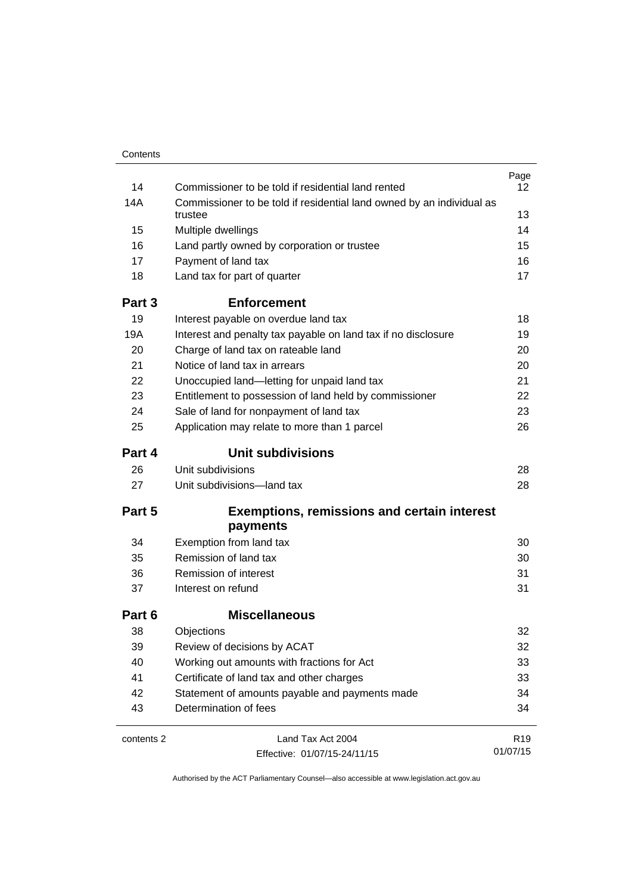| | | Page |
|---|---|---|
| 14 | Commissioner to be told if residential land rented | 12 |
| 14A | Commissioner to be told if residential land owned by an individual as trustee | 13 |
| 15 | Multiple dwellings | 14 |
| 16 | Land partly owned by corporation or trustee | 15 |
| 17 | Payment of land tax | 16 |
| 18 | Land tax for part of quarter | 17 |
| **Part 3** | **Enforcement** | |
| 19 | Interest payable on overdue land tax | 18 |
| 19A | Interest and penalty tax payable on land tax if no disclosure | 19 |
| 20 | Charge of land tax on rateable land | 20 |
| 21 | Notice of land tax in arrears | 20 |
| 22 | Unoccupied land—letting for unpaid land tax | 21 |
| 23 | Entitlement to possession of land held by commissioner | 22 |
| 24 | Sale of land for nonpayment of land tax | 23 |
| 25 | Application may relate to more than 1 parcel | 26 |
| **Part 4** | **Unit subdivisions** | |
| 26 | Unit subdivisions | 28 |
| 27 | Unit subdivisions—land tax | 28 |
| **Part 5** | **Exemptions, remissions and certain interest payments** | |
| 34 | Exemption from land tax | 30 |
| 35 | Remission of land tax | 30 |
| 36 | Remission of interest | 31 |
| 37 | Interest on refund | 31 |
| **Part 6** | **Miscellaneous** | |
| 38 | Objections | 32 |
| 39 | Review of decisions by ACAT | 32 |
| 40 | Working out amounts with fractions for Act | 33 |
| 41 | Certificate of land tax and other charges | 33 |
| 42 | Statement of amounts payable and payments made | 34 |
| 43 | Determination of fees | 34 |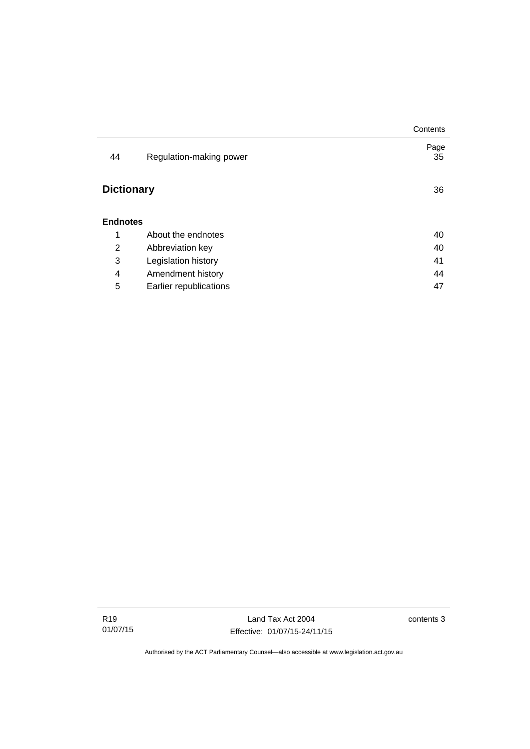| | | Page |
|---|---|---|
| 44 | Regulation-making power | 35 |

**Dictionary** 36

**Endnotes**

| | | |
|---|---|---|
| 1 | About the endnotes | 40 |
| 2 | Abbreviation key | 40 |
| 3 | Legislation history | 41 |
| 4 | Amendment history | 44 |
| 5 | Earlier republications | 47 |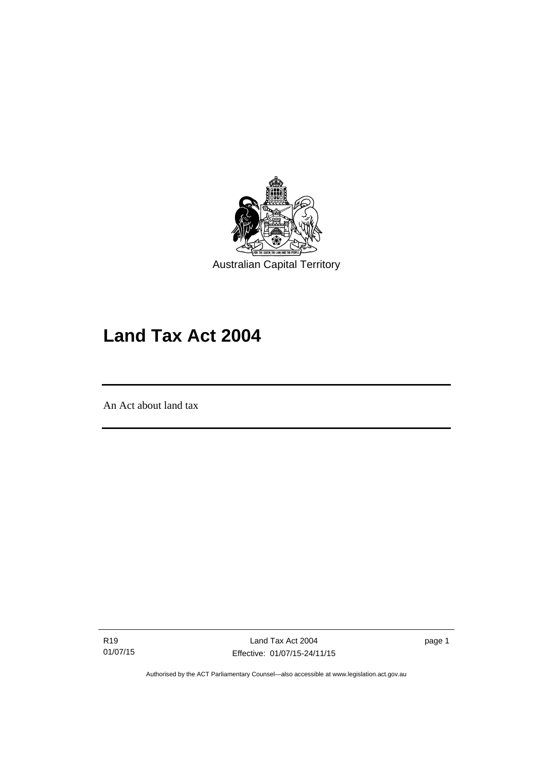Australian Capital Territory

# Land Tax Act 2004

An Act about land tax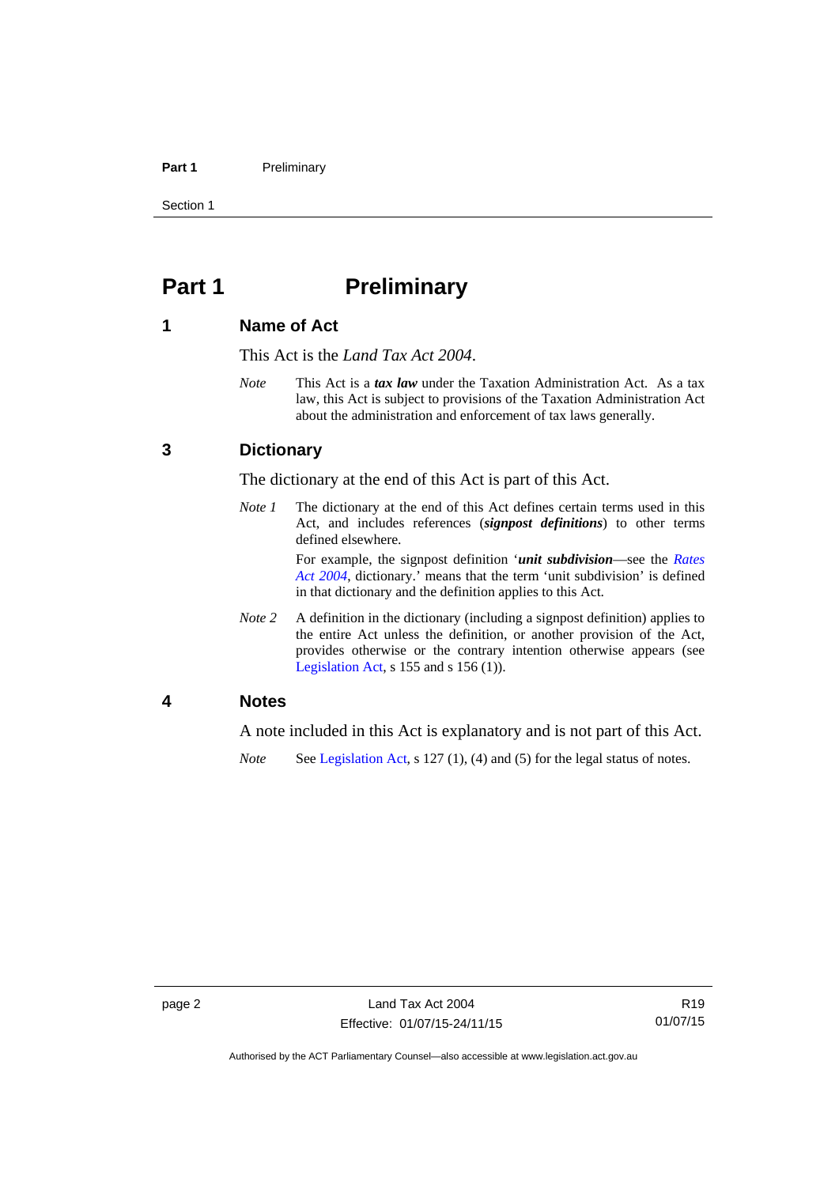# Part 1 Preliminary

## 1 Name of Act

This Act is the *Land Tax Act 2004*.

*Note* This Act is a ***tax law*** under the Taxation Administration Act. As a tax law, this Act is subject to provisions of the Taxation Administration Act about the administration and enforcement of tax laws generally.

## 3 Dictionary

The dictionary at the end of this Act is part of this Act.

*Note 1* The dictionary at the end of this Act defines certain terms used in this Act, and includes references (***signpost definitions***) to other terms defined elsewhere.

For example, the signpost definition '***unit subdivision***—see the *Rates Act 2004*, dictionary.' means that the term 'unit subdivision' is defined in that dictionary and the definition applies to this Act.

*Note 2* A definition in the dictionary (including a signpost definition) applies to the entire Act unless the definition, or another provision of the Act, provides otherwise or the contrary intention otherwise appears (see Legislation Act, s 155 and s 156 (1)).

## 4 Notes

A note included in this Act is explanatory and is not part of this Act.

*Note* See Legislation Act, s 127 (1), (4) and (5) for the legal status of notes.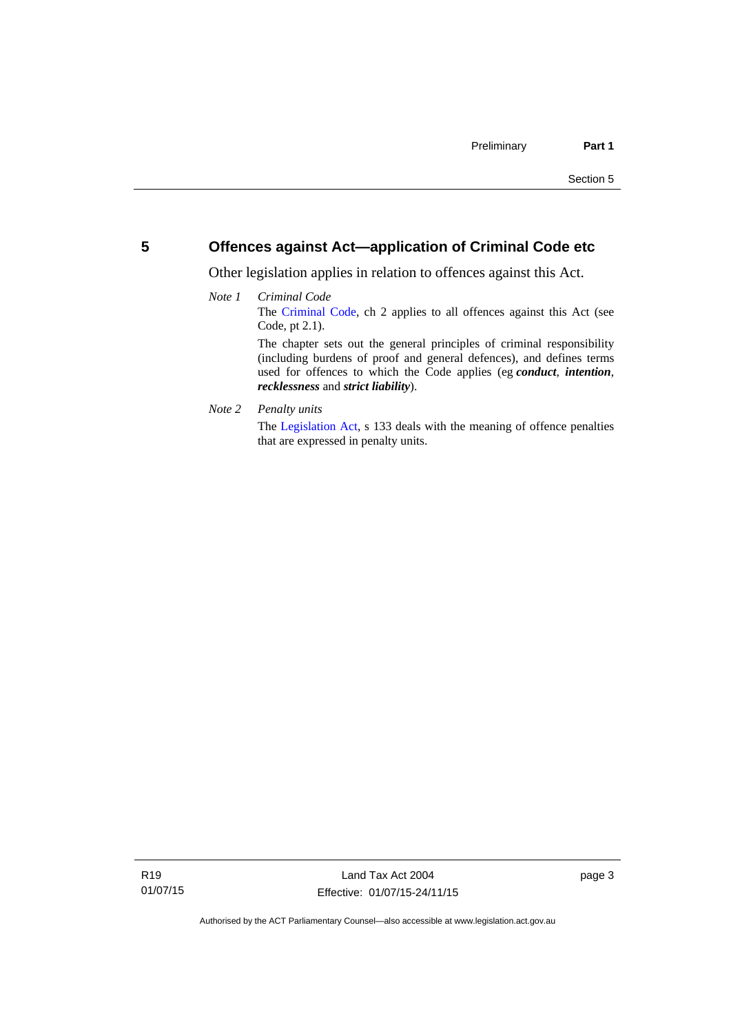## 5 Offences against Act—application of Criminal Code etc

Other legislation applies in relation to offences against this Act.

*Note 1* *Criminal Code*

The Criminal Code, ch 2 applies to all offences against this Act (see Code, pt 2.1).

The chapter sets out the general principles of criminal responsibility (including burdens of proof and general defences), and defines terms used for offences to which the Code applies (eg ***conduct***, ***intention***, ***recklessness*** and ***strict liability***).

*Note 2* *Penalty units*

The Legislation Act, s 133 deals with the meaning of offence penalties that are expressed in penalty units.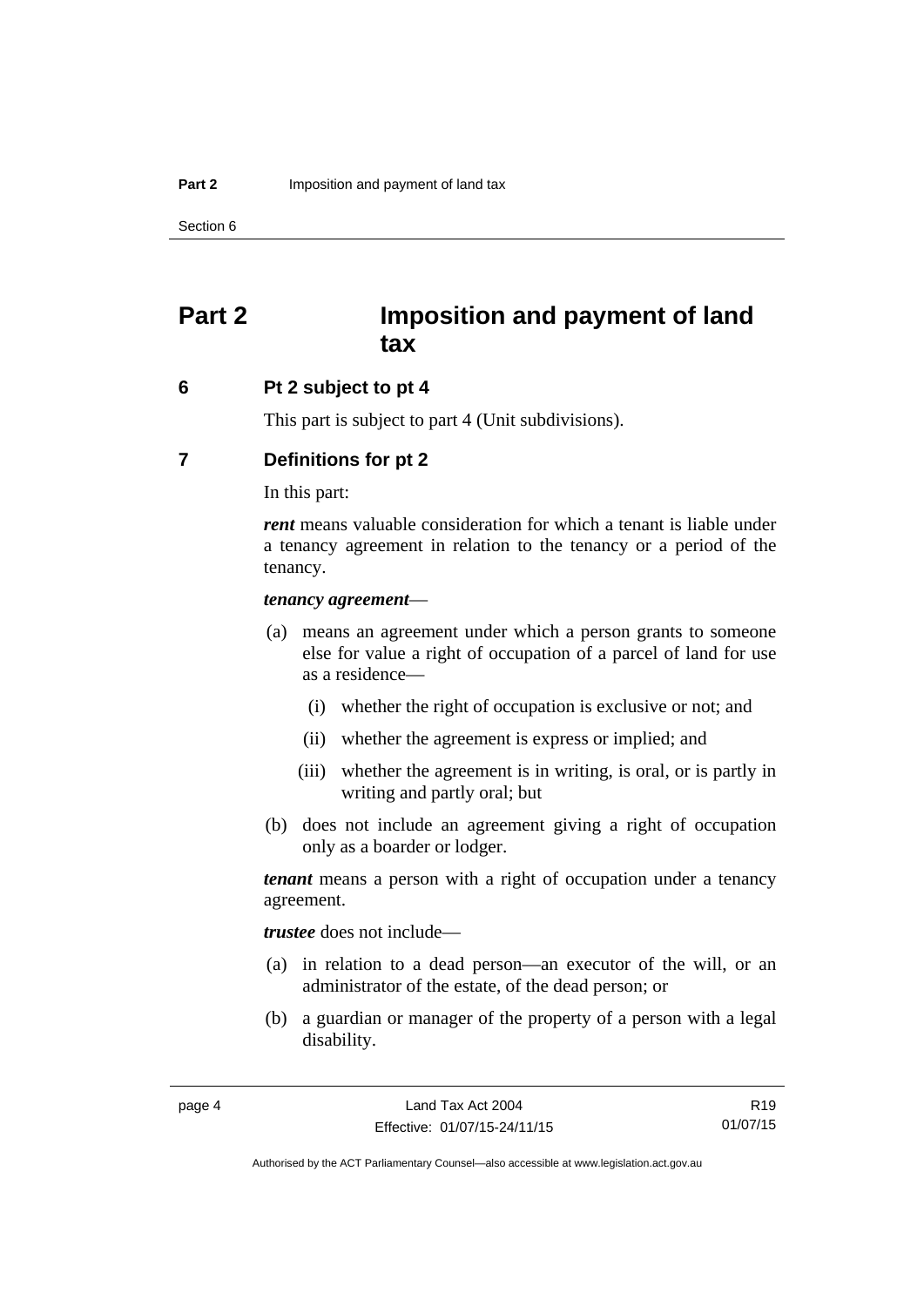# Part 2 Imposition and payment of land tax

## 6 Pt 2 subject to pt 4

This part is subject to part 4 (Unit subdivisions).

## 7 Definitions for pt 2

In this part:

***rent*** means valuable consideration for which a tenant is liable under a tenancy agreement in relation to the tenancy or a period of the tenancy.

***tenancy agreement***—

(a) means an agreement under which a person grants to someone else for value a right of occupation of a parcel of land for use as a residence—

 (i) whether the right of occupation is exclusive or not; and

 (ii) whether the agreement is express or implied; and

 (iii) whether the agreement is in writing, is oral, or is partly in writing and partly oral; but

(b) does not include an agreement giving a right of occupation only as a boarder or lodger.

***tenant*** means a person with a right of occupation under a tenancy agreement.

***trustee*** does not include—

(a) in relation to a dead person—an executor of the will, or an administrator of the estate, of the dead person; or

(b) a guardian or manager of the property of a person with a legal disability.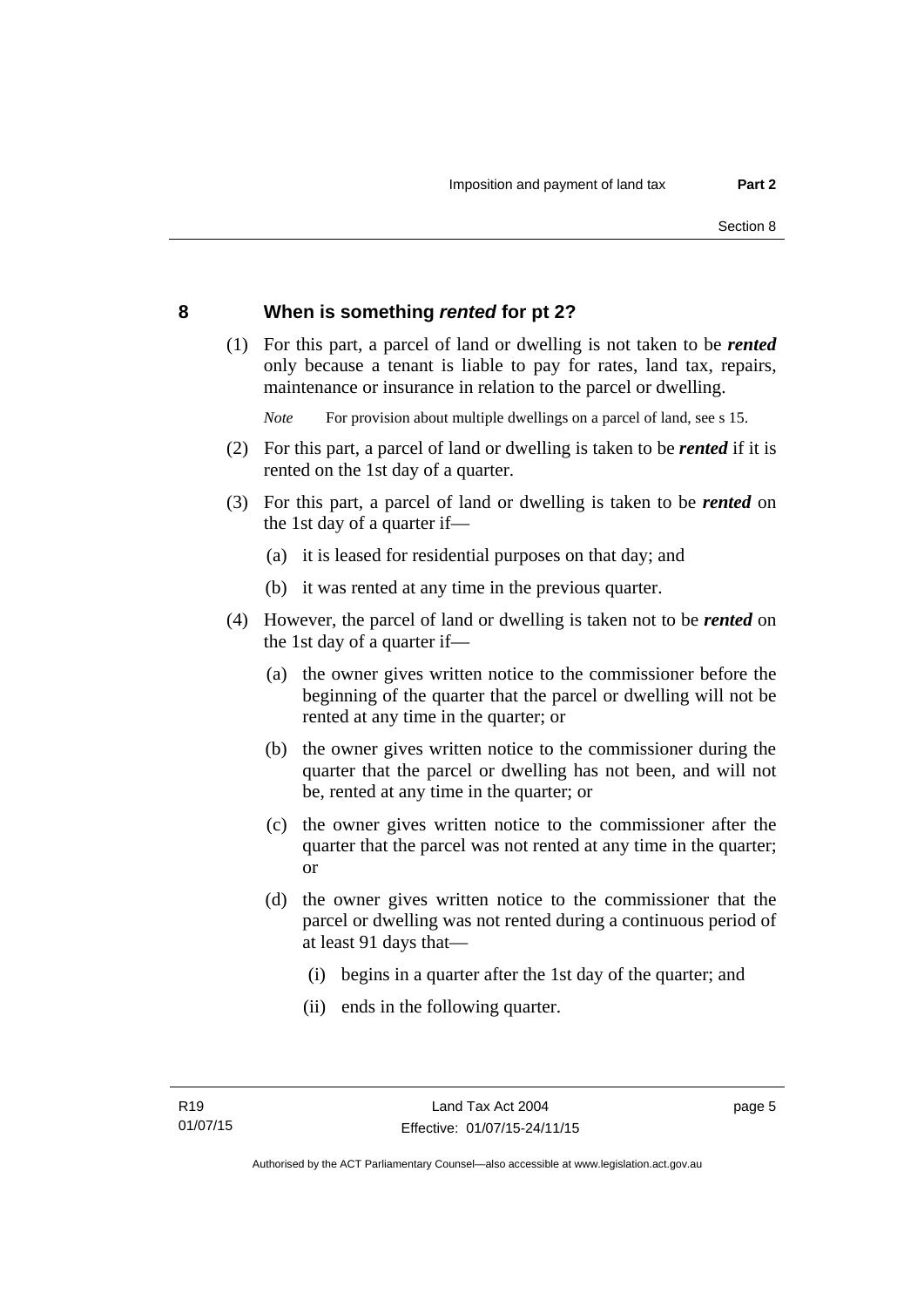## 8 When is something *rented* for pt 2?

(1) For this part, a parcel of land or dwelling is not taken to be ***rented*** only because a tenant is liable to pay for rates, land tax, repairs, maintenance or insurance in relation to the parcel or dwelling.

*Note* For provision about multiple dwellings on a parcel of land, see s 15.

(2) For this part, a parcel of land or dwelling is taken to be ***rented*** if it is rented on the 1st day of a quarter.

(3) For this part, a parcel of land or dwelling is taken to be ***rented*** on the 1st day of a quarter if—

(a) it is leased for residential purposes on that day; and

(b) it was rented at any time in the previous quarter.

(4) However, the parcel of land or dwelling is taken not to be ***rented*** on the 1st day of a quarter if—

(a) the owner gives written notice to the commissioner before the beginning of the quarter that the parcel or dwelling will not be rented at any time in the quarter; or

(b) the owner gives written notice to the commissioner during the quarter that the parcel or dwelling has not been, and will not be, rented at any time in the quarter; or

(c) the owner gives written notice to the commissioner after the quarter that the parcel was not rented at any time in the quarter; or

(d) the owner gives written notice to the commissioner that the parcel or dwelling was not rented during a continuous period of at least 91 days that—

(i) begins in a quarter after the 1st day of the quarter; and

(ii) ends in the following quarter.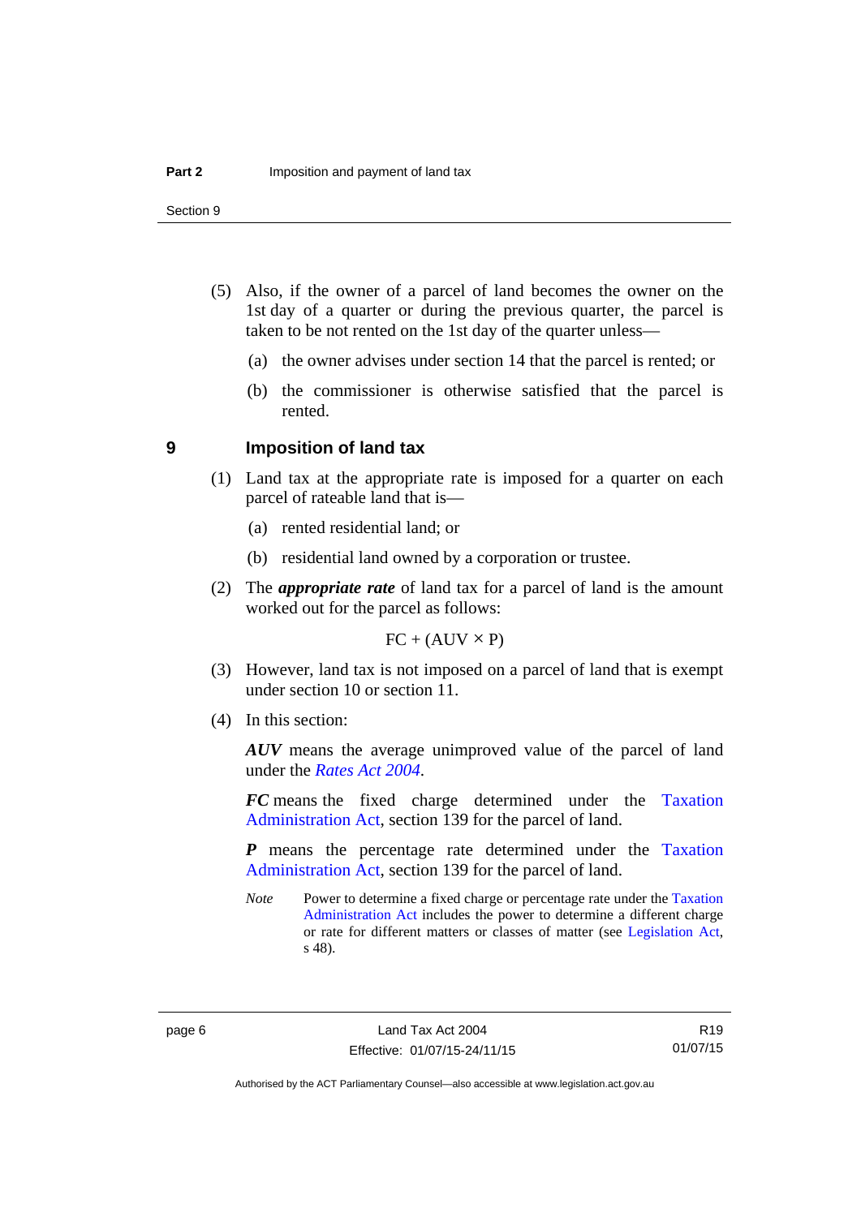(5) Also, if the owner of a parcel of land becomes the owner on the 1st day of a quarter or during the previous quarter, the parcel is taken to be not rented on the 1st day of the quarter unless—

(a) the owner advises under section 14 that the parcel is rented; or

(b) the commissioner is otherwise satisfied that the parcel is rented.

## 9 Imposition of land tax

(1) Land tax at the appropriate rate is imposed for a quarter on each parcel of rateable land that is—

(a) rented residential land; or

(b) residential land owned by a corporation or trustee.

(2) The ***appropriate rate*** of land tax for a parcel of land is the amount worked out for the parcel as follows:

$$FC + (AUV \times P)$$

(3) However, land tax is not imposed on a parcel of land that is exempt under section 10 or section 11.

(4) In this section:

***AUV*** means the average unimproved value of the parcel of land under the *Rates Act 2004*.

***FC*** means the fixed charge determined under the Taxation Administration Act, section 139 for the parcel of land.

***P*** means the percentage rate determined under the Taxation Administration Act, section 139 for the parcel of land.

*Note* Power to determine a fixed charge or percentage rate under the Taxation Administration Act includes the power to determine a different charge or rate for different matters or classes of matter (see Legislation Act, s 48).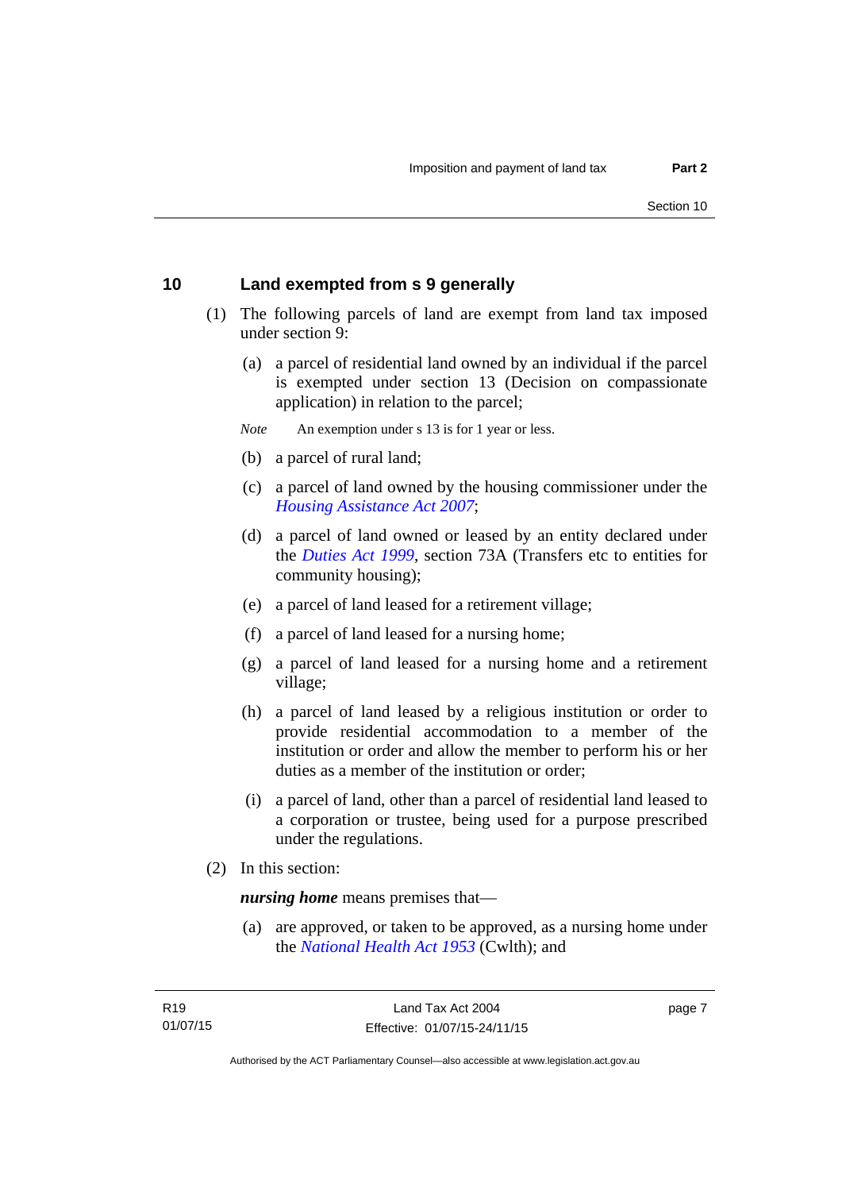## 10 Land exempted from s 9 generally

(1) The following parcels of land are exempt from land tax imposed under section 9:

(a) a parcel of residential land owned by an individual if the parcel is exempted under section 13 (Decision on compassionate application) in relation to the parcel;

*Note* An exemption under s 13 is for 1 year or less.

(b) a parcel of rural land;

(c) a parcel of land owned by the housing commissioner under the *Housing Assistance Act 2007*;

(d) a parcel of land owned or leased by an entity declared under the *Duties Act 1999*, section 73A (Transfers etc to entities for community housing);

(e) a parcel of land leased for a retirement village;

(f) a parcel of land leased for a nursing home;

(g) a parcel of land leased for a nursing home and a retirement village;

(h) a parcel of land leased by a religious institution or order to provide residential accommodation to a member of the institution or order and allow the member to perform his or her duties as a member of the institution or order;

(i) a parcel of land, other than a parcel of residential land leased to a corporation or trustee, being used for a purpose prescribed under the regulations.

(2) In this section:

***nursing home*** means premises that—

(a) are approved, or taken to be approved, as a nursing home under the *National Health Act 1953* (Cwlth); and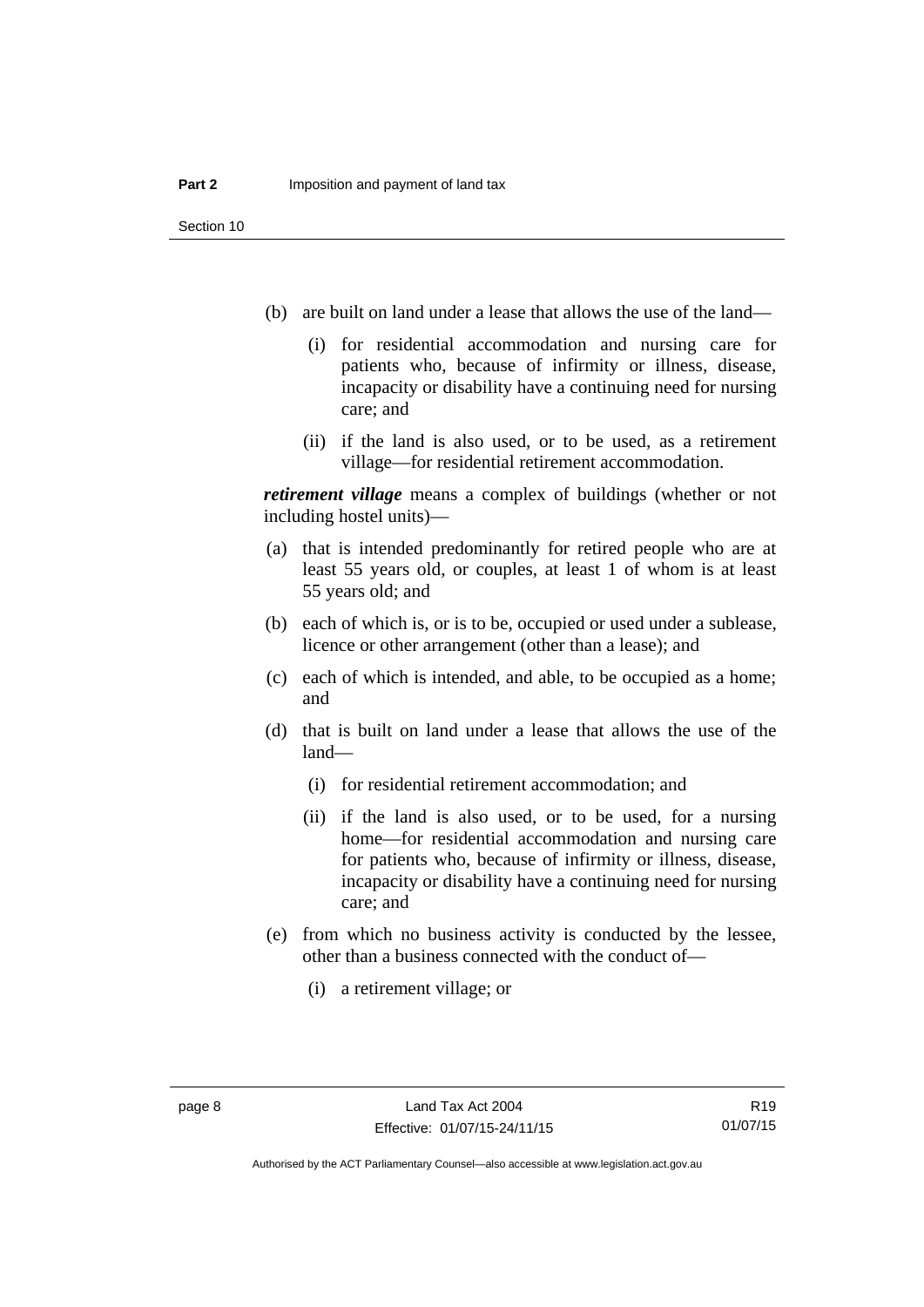(b) are built on land under a lease that allows the use of the land—

   (i) for residential accommodation and nursing care for patients who, because of infirmity or illness, disease, incapacity or disability have a continuing need for nursing care; and

   (ii) if the land is also used, or to be used, as a retirement village—for residential retirement accommodation.

***retirement village*** means a complex of buildings (whether or not including hostel units)—

(a) that is intended predominantly for retired people who are at least 55 years old, or couples, at least 1 of whom is at least 55 years old; and

(b) each of which is, or is to be, occupied or used under a sublease, licence or other arrangement (other than a lease); and

(c) each of which is intended, and able, to be occupied as a home; and

(d) that is built on land under a lease that allows the use of the land—

   (i) for residential retirement accommodation; and

   (ii) if the land is also used, or to be used, for a nursing home—for residential accommodation and nursing care for patients who, because of infirmity or illness, disease, incapacity or disability have a continuing need for nursing care; and

(e) from which no business activity is conducted by the lessee, other than a business connected with the conduct of—

   (i) a retirement village; or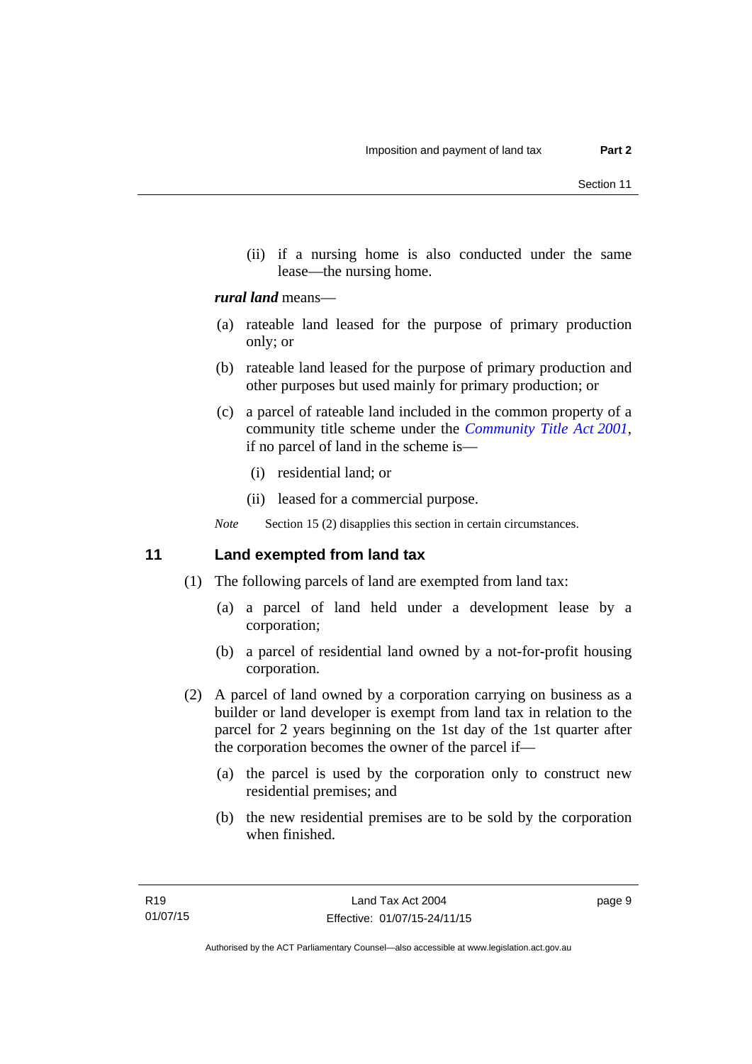(ii) if a nursing home is also conducted under the same lease—the nursing home.

***rural land*** means—

(a) rateable land leased for the purpose of primary production only; or

(b) rateable land leased for the purpose of primary production and other purposes but used mainly for primary production; or

(c) a parcel of rateable land included in the common property of a community title scheme under the *Community Title Act 2001*, if no parcel of land in the scheme is—

(i) residential land; or

(ii) leased for a commercial purpose.

*Note* Section 15 (2) disapplies this section in certain circumstances.

## 11 Land exempted from land tax

(1) The following parcels of land are exempted from land tax:

(a) a parcel of land held under a development lease by a corporation;

(b) a parcel of residential land owned by a not-for-profit housing corporation.

(2) A parcel of land owned by a corporation carrying on business as a builder or land developer is exempt from land tax in relation to the parcel for 2 years beginning on the 1st day of the 1st quarter after the corporation becomes the owner of the parcel if—

(a) the parcel is used by the corporation only to construct new residential premises; and

(b) the new residential premises are to be sold by the corporation when finished.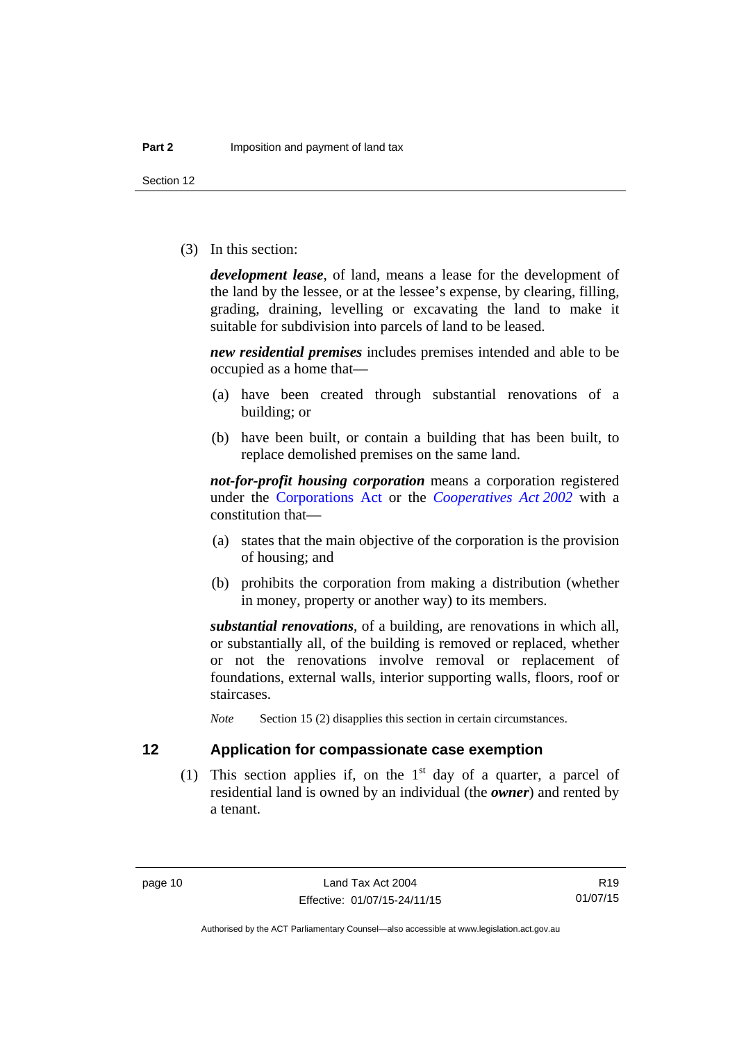(3) In this section:

***development lease***, of land, means a lease for the development of the land by the lessee, or at the lessee's expense, by clearing, filling, grading, draining, levelling or excavating the land to make it suitable for subdivision into parcels of land to be leased.

***new residential premises*** includes premises intended and able to be occupied as a home that—

(a) have been created through substantial renovations of a building; or

(b) have been built, or contain a building that has been built, to replace demolished premises on the same land.

***not-for-profit housing corporation*** means a corporation registered under the Corporations Act or the *Cooperatives Act 2002* with a constitution that—

(a) states that the main objective of the corporation is the provision of housing; and

(b) prohibits the corporation from making a distribution (whether in money, property or another way) to its members.

***substantial renovations***, of a building, are renovations in which all, or substantially all, of the building is removed or replaced, whether or not the renovations involve removal or replacement of foundations, external walls, interior supporting walls, floors, roof or staircases.

*Note* Section 15 (2) disapplies this section in certain circumstances.

## 12 Application for compassionate case exemption

(1) This section applies if, on the 1st day of a quarter, a parcel of residential land is owned by an individual (the ***owner***) and rented by a tenant.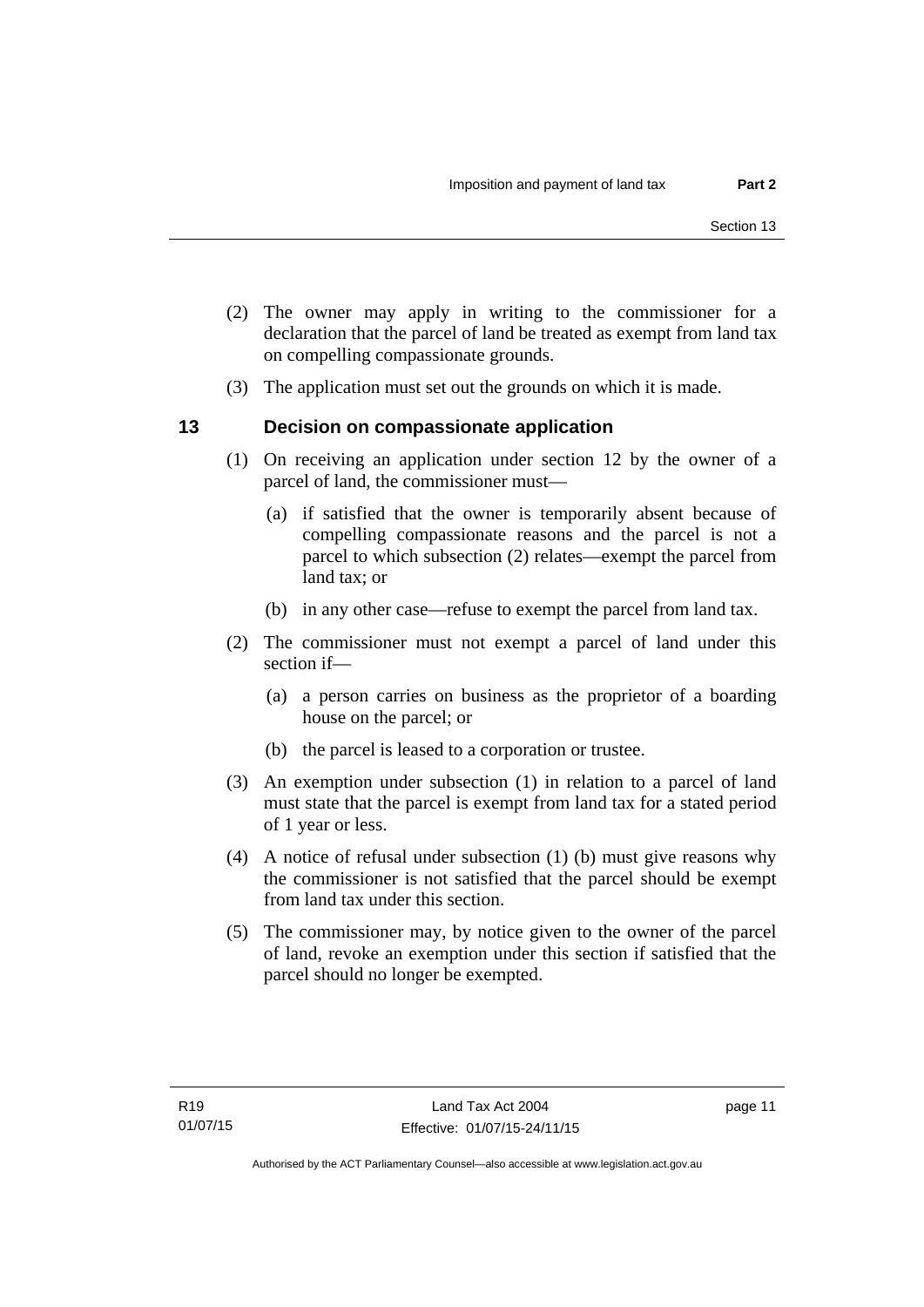(2) The owner may apply in writing to the commissioner for a declaration that the parcel of land be treated as exempt from land tax on compelling compassionate grounds.

(3) The application must set out the grounds on which it is made.

## 13 Decision on compassionate application

(1) On receiving an application under section 12 by the owner of a parcel of land, the commissioner must—

(a) if satisfied that the owner is temporarily absent because of compelling compassionate reasons and the parcel is not a parcel to which subsection (2) relates—exempt the parcel from land tax; or

(b) in any other case—refuse to exempt the parcel from land tax.

(2) The commissioner must not exempt a parcel of land under this section if—

(a) a person carries on business as the proprietor of a boarding house on the parcel; or

(b) the parcel is leased to a corporation or trustee.

(3) An exemption under subsection (1) in relation to a parcel of land must state that the parcel is exempt from land tax for a stated period of 1 year or less.

(4) A notice of refusal under subsection (1) (b) must give reasons why the commissioner is not satisfied that the parcel should be exempt from land tax under this section.

(5) The commissioner may, by notice given to the owner of the parcel of land, revoke an exemption under this section if satisfied that the parcel should no longer be exempted.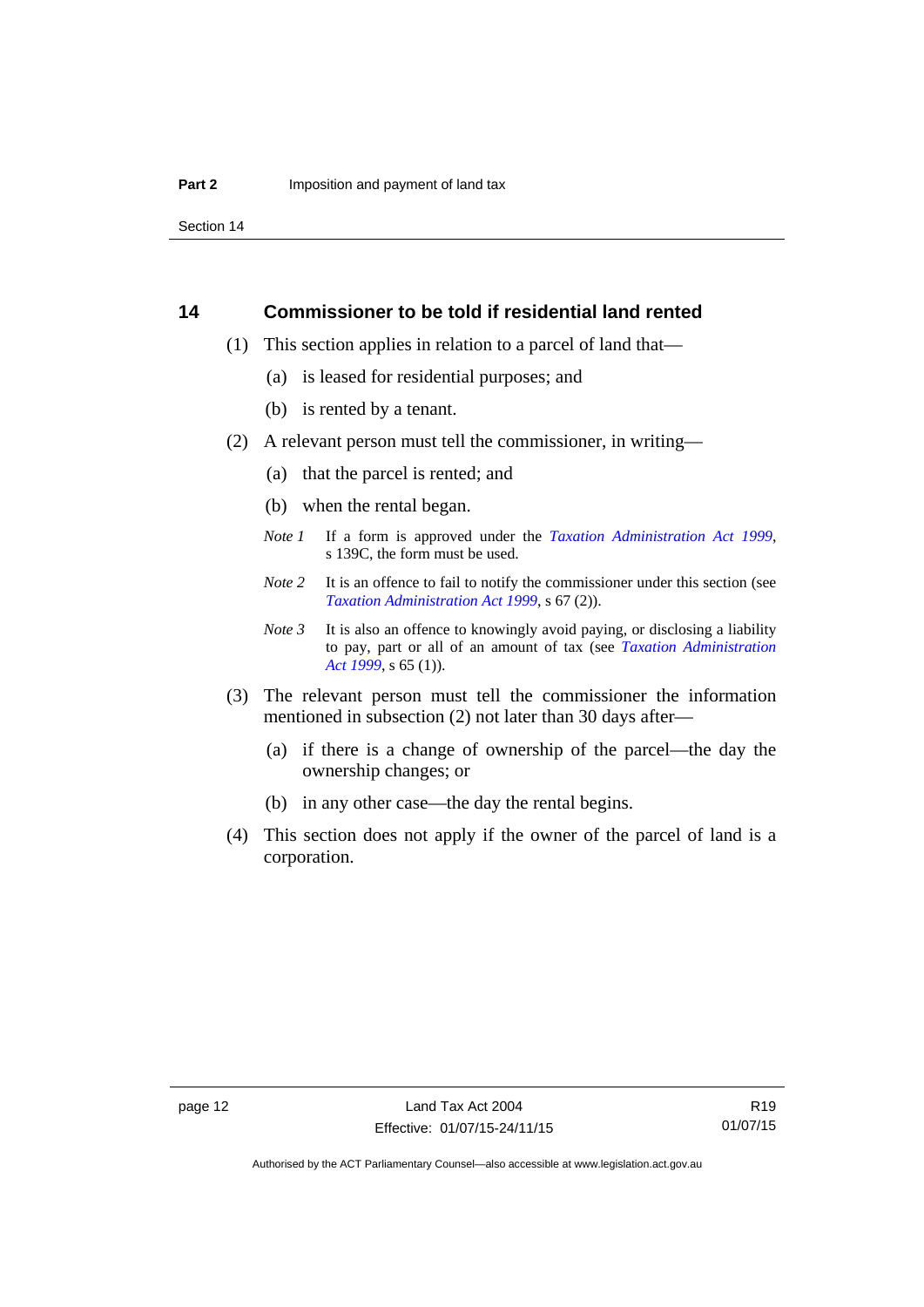## 14 Commissioner to be told if residential land rented

(1) This section applies in relation to a parcel of land that—

(a) is leased for residential purposes; and

(b) is rented by a tenant.

(2) A relevant person must tell the commissioner, in writing—

(a) that the parcel is rented; and

(b) when the rental began.

*Note 1* If a form is approved under the *Taxation Administration Act 1999*, s 139C, the form must be used.

*Note 2* It is an offence to fail to notify the commissioner under this section (see *Taxation Administration Act 1999*, s 67 (2)).

*Note 3* It is also an offence to knowingly avoid paying, or disclosing a liability to pay, part or all of an amount of tax (see *Taxation Administration Act 1999*, s 65 (1)).

(3) The relevant person must tell the commissioner the information mentioned in subsection (2) not later than 30 days after—

(a) if there is a change of ownership of the parcel—the day the ownership changes; or

(b) in any other case—the day the rental begins.

(4) This section does not apply if the owner of the parcel of land is a corporation.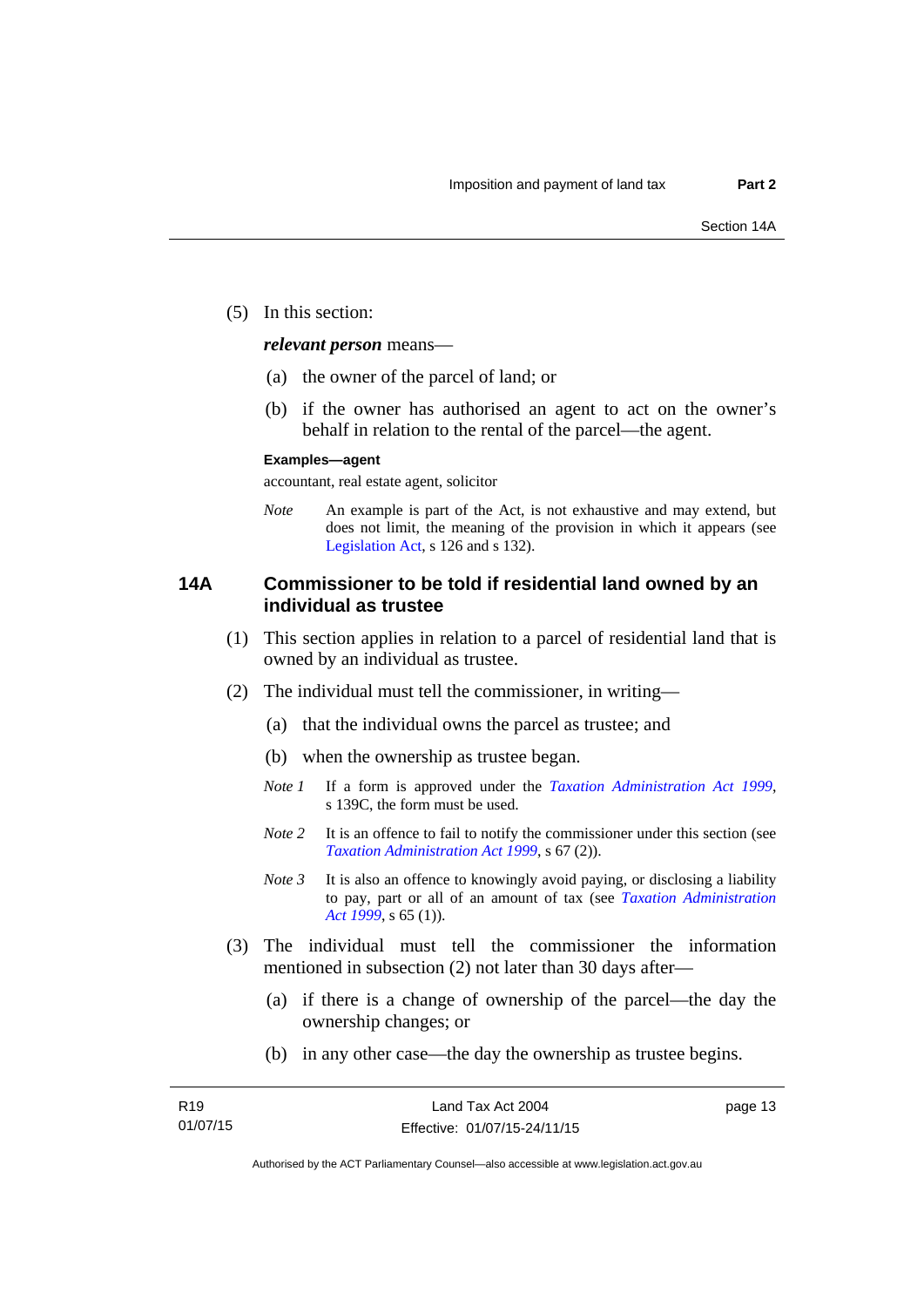(5) In this section:

***relevant person*** means—

(a) the owner of the parcel of land; or

(b) if the owner has authorised an agent to act on the owner's behalf in relation to the rental of the parcel—the agent.

**Examples—agent**

accountant, real estate agent, solicitor

*Note* An example is part of the Act, is not exhaustive and may extend, but does not limit, the meaning of the provision in which it appears (see Legislation Act, s 126 and s 132).

## 14A Commissioner to be told if residential land owned by an individual as trustee

(1) This section applies in relation to a parcel of residential land that is owned by an individual as trustee.

(2) The individual must tell the commissioner, in writing—

(a) that the individual owns the parcel as trustee; and

(b) when the ownership as trustee began.

*Note 1* If a form is approved under the *Taxation Administration Act 1999*, s 139C, the form must be used.

*Note 2* It is an offence to fail to notify the commissioner under this section (see *Taxation Administration Act 1999*, s 67 (2)).

*Note 3* It is also an offence to knowingly avoid paying, or disclosing a liability to pay, part or all of an amount of tax (see *Taxation Administration Act 1999*, s 65 (1)).

(3) The individual must tell the commissioner the information mentioned in subsection (2) not later than 30 days after—

(a) if there is a change of ownership of the parcel—the day the ownership changes; or

(b) in any other case—the day the ownership as trustee begins.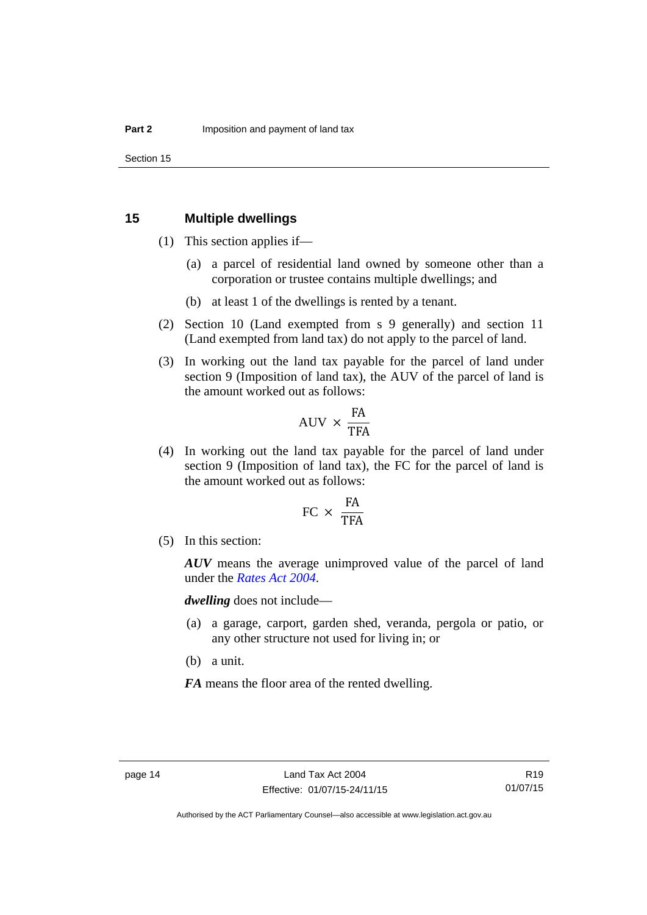## 15 Multiple dwellings

(1) This section applies if—

(a) a parcel of residential land owned by someone other than a corporation or trustee contains multiple dwellings; and

(b) at least 1 of the dwellings is rented by a tenant.

(2) Section 10 (Land exempted from s 9 generally) and section 11 (Land exempted from land tax) do not apply to the parcel of land.

(3) In working out the land tax payable for the parcel of land under section 9 (Imposition of land tax), the AUV of the parcel of land is the amount worked out as follows:

$$\text{AUV} \times \frac{\text{FA}}{\text{TFA}}$$

(4) In working out the land tax payable for the parcel of land under section 9 (Imposition of land tax), the FC for the parcel of land is the amount worked out as follows:

$$\text{FC} \times \frac{\text{FA}}{\text{TFA}}$$

(5) In this section:

***AUV*** means the average unimproved value of the parcel of land under the *Rates Act 2004*.

***dwelling*** does not include—

(a) a garage, carport, garden shed, veranda, pergola or patio, or any other structure not used for living in; or

(b) a unit.

***FA*** means the floor area of the rented dwelling.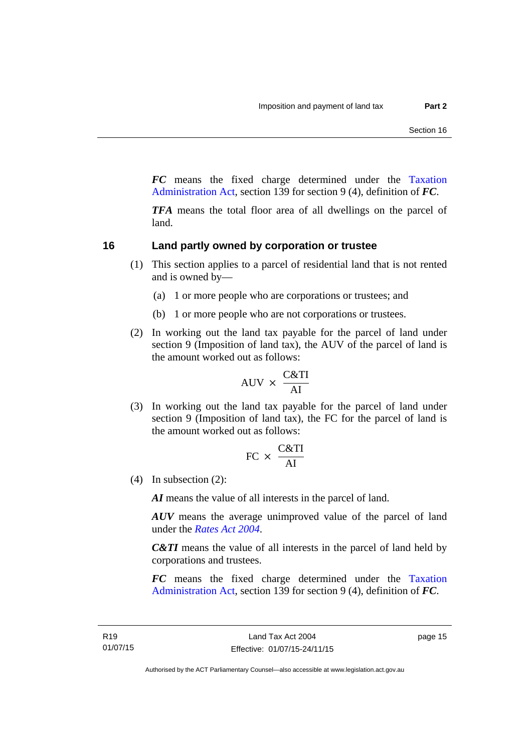***FC*** means the fixed charge determined under the Taxation Administration Act, section 139 for section 9 (4), definition of ***FC***.

***TFA*** means the total floor area of all dwellings on the parcel of land.

## 16 Land partly owned by corporation or trustee

(1) This section applies to a parcel of residential land that is not rented and is owned by—

(a) 1 or more people who are corporations or trustees; and

(b) 1 or more people who are not corporations or trustees.

(2) In working out the land tax payable for the parcel of land under section 9 (Imposition of land tax), the AUV of the parcel of land is the amount worked out as follows:

$$\text{AUV} \times \frac{\text{C\&TI}}{\text{AI}}$$

(3) In working out the land tax payable for the parcel of land under section 9 (Imposition of land tax), the FC for the parcel of land is the amount worked out as follows:

$$\text{FC} \times \frac{\text{C\&TI}}{\text{AI}}$$

(4) In subsection (2):

***AI*** means the value of all interests in the parcel of land.

***AUV*** means the average unimproved value of the parcel of land under the *Rates Act 2004*.

***C&TI*** means the value of all interests in the parcel of land held by corporations and trustees.

***FC*** means the fixed charge determined under the Taxation Administration Act, section 139 for section 9 (4), definition of ***FC***.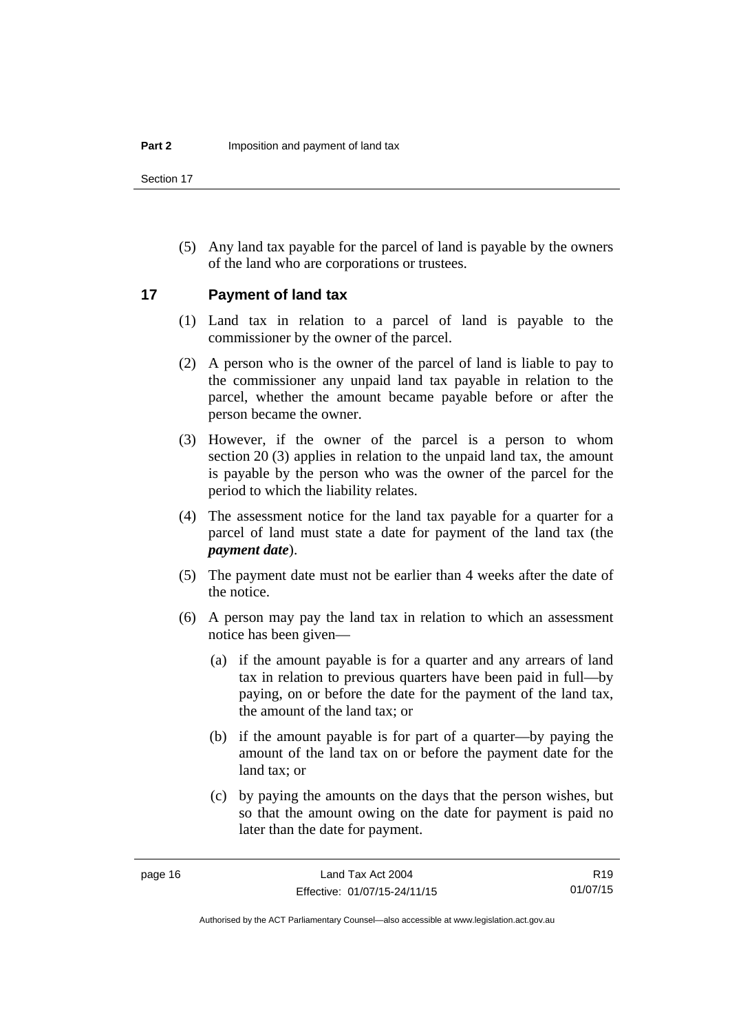(5) Any land tax payable for the parcel of land is payable by the owners of the land who are corporations or trustees.

## 17 Payment of land tax

(1) Land tax in relation to a parcel of land is payable to the commissioner by the owner of the parcel.

(2) A person who is the owner of the parcel of land is liable to pay to the commissioner any unpaid land tax payable in relation to the parcel, whether the amount became payable before or after the person became the owner.

(3) However, if the owner of the parcel is a person to whom section 20 (3) applies in relation to the unpaid land tax, the amount is payable by the person who was the owner of the parcel for the period to which the liability relates.

(4) The assessment notice for the land tax payable for a quarter for a parcel of land must state a date for payment of the land tax (the ***payment date***).

(5) The payment date must not be earlier than 4 weeks after the date of the notice.

(6) A person may pay the land tax in relation to which an assessment notice has been given—

(a) if the amount payable is for a quarter and any arrears of land tax in relation to previous quarters have been paid in full—by paying, on or before the date for the payment of the land tax, the amount of the land tax; or

(b) if the amount payable is for part of a quarter—by paying the amount of the land tax on or before the payment date for the land tax; or

(c) by paying the amounts on the days that the person wishes, but so that the amount owing on the date for payment is paid no later than the date for payment.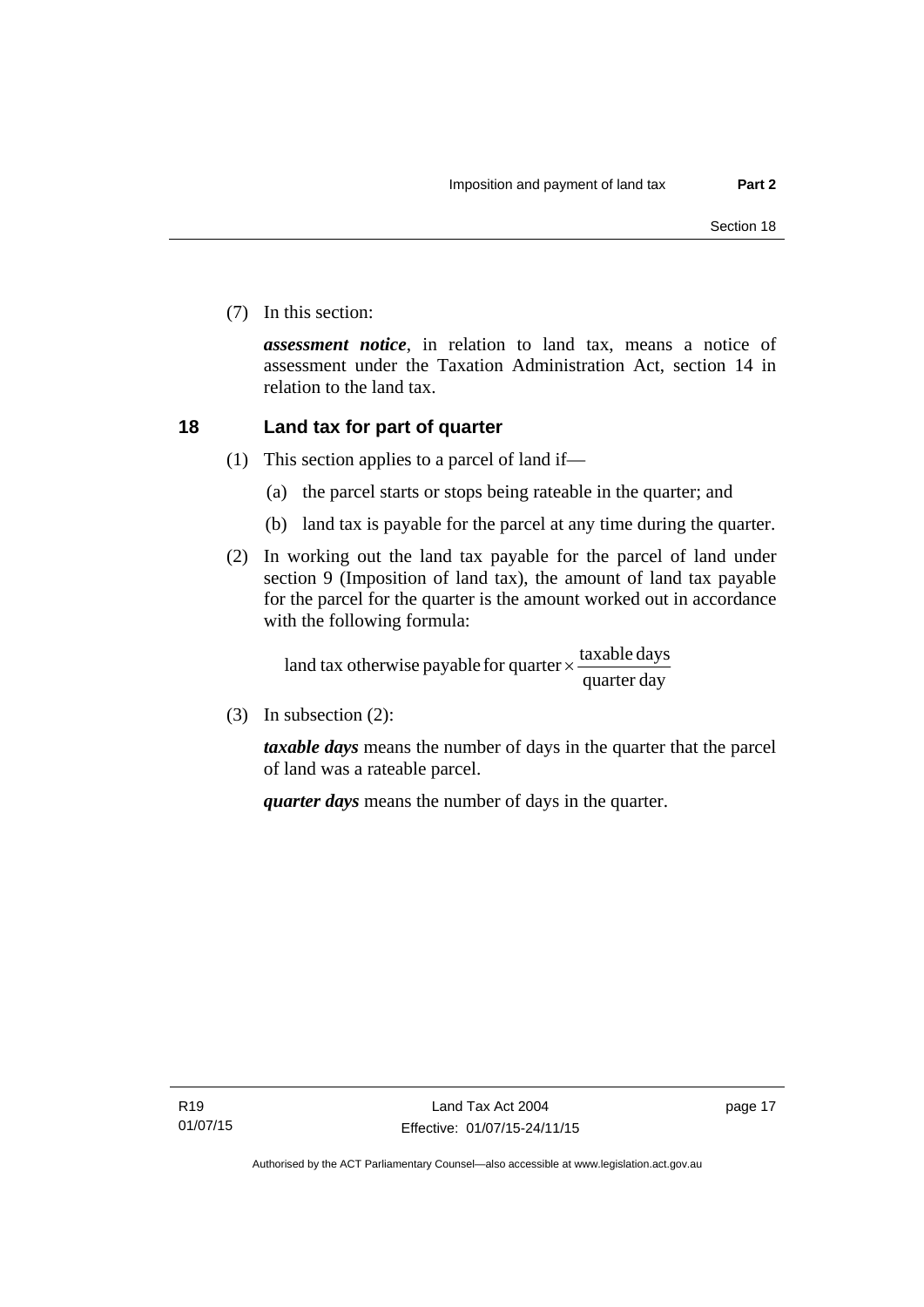(7) In this section:

***assessment notice***, in relation to land tax, means a notice of assessment under the Taxation Administration Act, section 14 in relation to the land tax.

## 18 Land tax for part of quarter

(1) This section applies to a parcel of land if—

(a) the parcel starts or stops being rateable in the quarter; and

(b) land tax is payable for the parcel at any time during the quarter.

(2) In working out the land tax payable for the parcel of land under section 9 (Imposition of land tax), the amount of land tax payable for the parcel for the quarter is the amount worked out in accordance with the following formula:

$$\text{land tax otherwise payable for quarter} \times \frac{\text{taxable days}}{\text{quarter day}}$$

(3) In subsection (2):

***taxable days*** means the number of days in the quarter that the parcel of land was a rateable parcel.

***quarter days*** means the number of days in the quarter.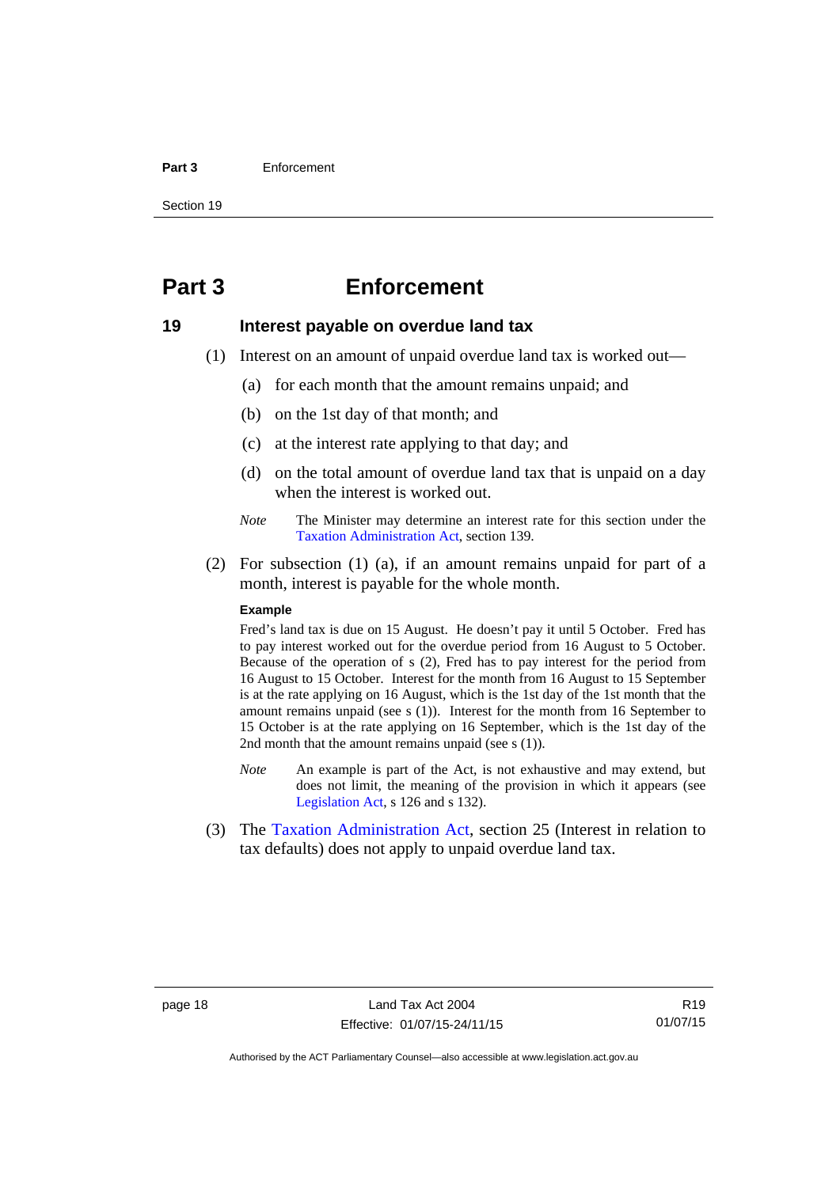# Part 3 Enforcement

## 19 Interest payable on overdue land tax

(1) Interest on an amount of unpaid overdue land tax is worked out—

(a) for each month that the amount remains unpaid; and

(b) on the 1st day of that month; and

(c) at the interest rate applying to that day; and

(d) on the total amount of overdue land tax that is unpaid on a day when the interest is worked out.

*Note* The Minister may determine an interest rate for this section under the Taxation Administration Act, section 139.

(2) For subsection (1) (a), if an amount remains unpaid for part of a month, interest is payable for the whole month.

**Example**

Fred's land tax is due on 15 August. He doesn't pay it until 5 October. Fred has to pay interest worked out for the overdue period from 16 August to 5 October. Because of the operation of s (2), Fred has to pay interest for the period from 16 August to 15 October. Interest for the month from 16 August to 15 September is at the rate applying on 16 August, which is the 1st day of the 1st month that the amount remains unpaid (see s (1)). Interest for the month from 16 September to 15 October is at the rate applying on 16 September, which is the 1st day of the 2nd month that the amount remains unpaid (see s (1)).

*Note* An example is part of the Act, is not exhaustive and may extend, but does not limit, the meaning of the provision in which it appears (see Legislation Act, s 126 and s 132).

(3) The Taxation Administration Act, section 25 (Interest in relation to tax defaults) does not apply to unpaid overdue land tax.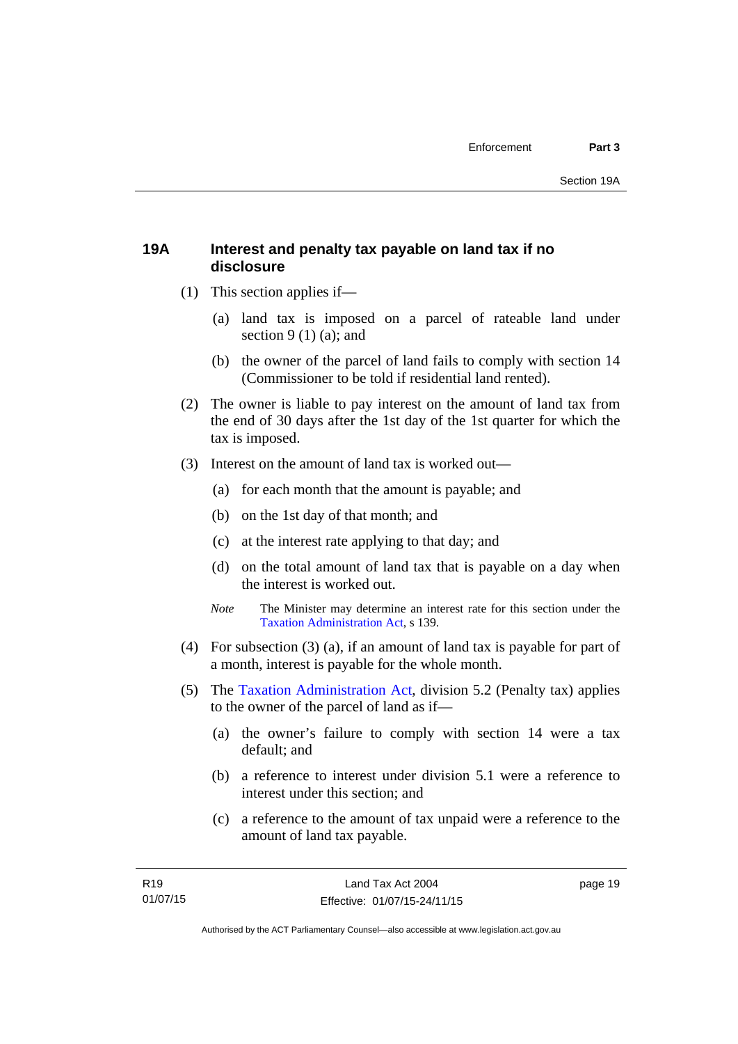## 19A Interest and penalty tax payable on land tax if no disclosure

(1) This section applies if—

(a) land tax is imposed on a parcel of rateable land under section 9 (1) (a); and

(b) the owner of the parcel of land fails to comply with section 14 (Commissioner to be told if residential land rented).

(2) The owner is liable to pay interest on the amount of land tax from the end of 30 days after the 1st day of the 1st quarter for which the tax is imposed.

(3) Interest on the amount of land tax is worked out—

(a) for each month that the amount is payable; and

(b) on the 1st day of that month; and

(c) at the interest rate applying to that day; and

(d) on the total amount of land tax that is payable on a day when the interest is worked out.

*Note* The Minister may determine an interest rate for this section under the Taxation Administration Act, s 139.

(4) For subsection (3) (a), if an amount of land tax is payable for part of a month, interest is payable for the whole month.

(5) The Taxation Administration Act, division 5.2 (Penalty tax) applies to the owner of the parcel of land as if—

(a) the owner's failure to comply with section 14 were a tax default; and

(b) a reference to interest under division 5.1 were a reference to interest under this section; and

(c) a reference to the amount of tax unpaid were a reference to the amount of land tax payable.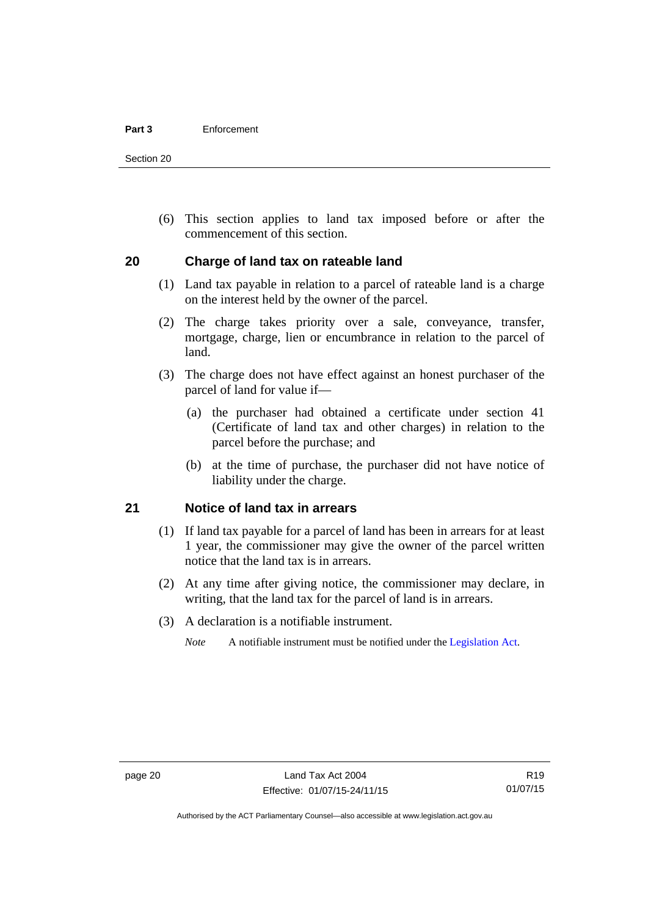(6) This section applies to land tax imposed before or after the commencement of this section.

## 20 Charge of land tax on rateable land

(1) Land tax payable in relation to a parcel of rateable land is a charge on the interest held by the owner of the parcel.

(2) The charge takes priority over a sale, conveyance, transfer, mortgage, charge, lien or encumbrance in relation to the parcel of land.

(3) The charge does not have effect against an honest purchaser of the parcel of land for value if—

(a) the purchaser had obtained a certificate under section 41 (Certificate of land tax and other charges) in relation to the parcel before the purchase; and

(b) at the time of purchase, the purchaser did not have notice of liability under the charge.

## 21 Notice of land tax in arrears

(1) If land tax payable for a parcel of land has been in arrears for at least 1 year, the commissioner may give the owner of the parcel written notice that the land tax is in arrears.

(2) At any time after giving notice, the commissioner may declare, in writing, that the land tax for the parcel of land is in arrears.

(3) A declaration is a notifiable instrument.

*Note* A notifiable instrument must be notified under the Legislation Act.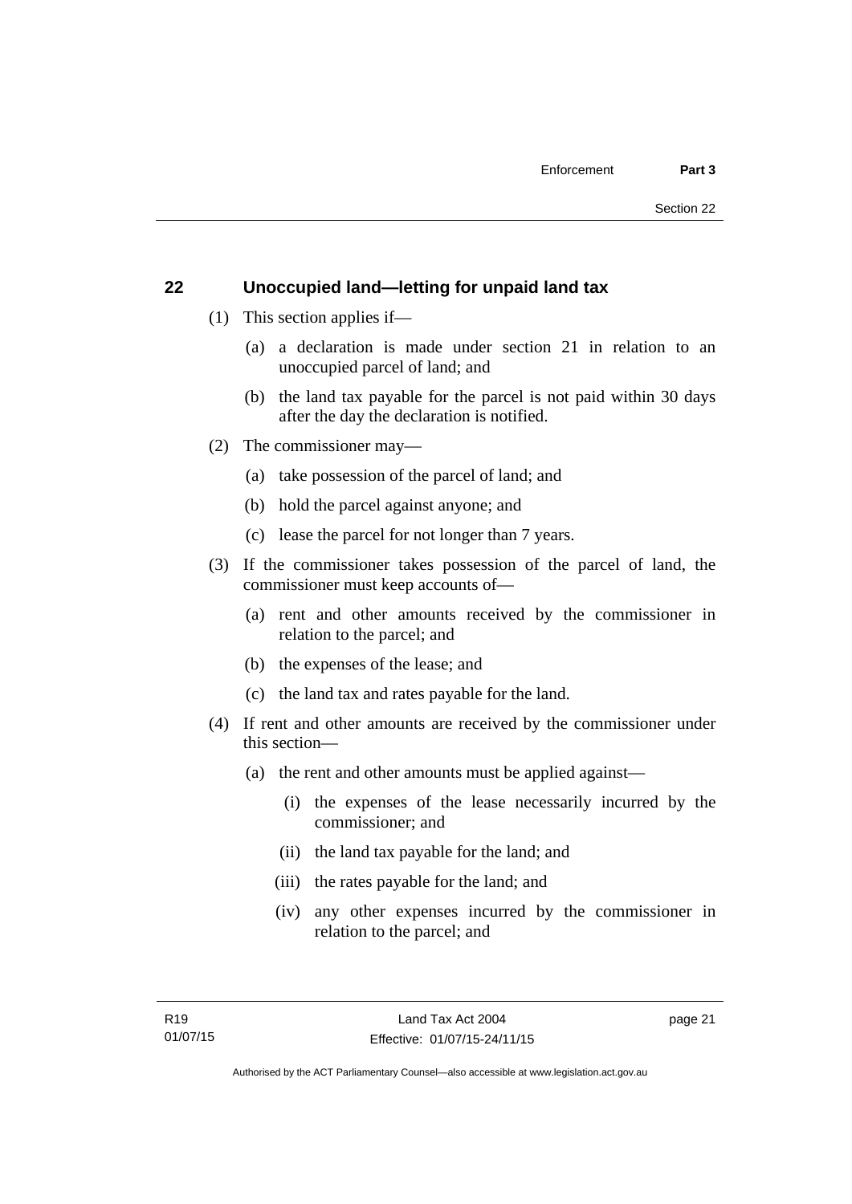## 22 Unoccupied land—letting for unpaid land tax

(1) This section applies if—

(a) a declaration is made under section 21 in relation to an unoccupied parcel of land; and

(b) the land tax payable for the parcel is not paid within 30 days after the day the declaration is notified.

(2) The commissioner may—

(a) take possession of the parcel of land; and

(b) hold the parcel against anyone; and

(c) lease the parcel for not longer than 7 years.

(3) If the commissioner takes possession of the parcel of land, the commissioner must keep accounts of—

(a) rent and other amounts received by the commissioner in relation to the parcel; and

(b) the expenses of the lease; and

(c) the land tax and rates payable for the land.

(4) If rent and other amounts are received by the commissioner under this section—

(a) the rent and other amounts must be applied against—

(i) the expenses of the lease necessarily incurred by the commissioner; and

(ii) the land tax payable for the land; and

(iii) the rates payable for the land; and

(iv) any other expenses incurred by the commissioner in relation to the parcel; and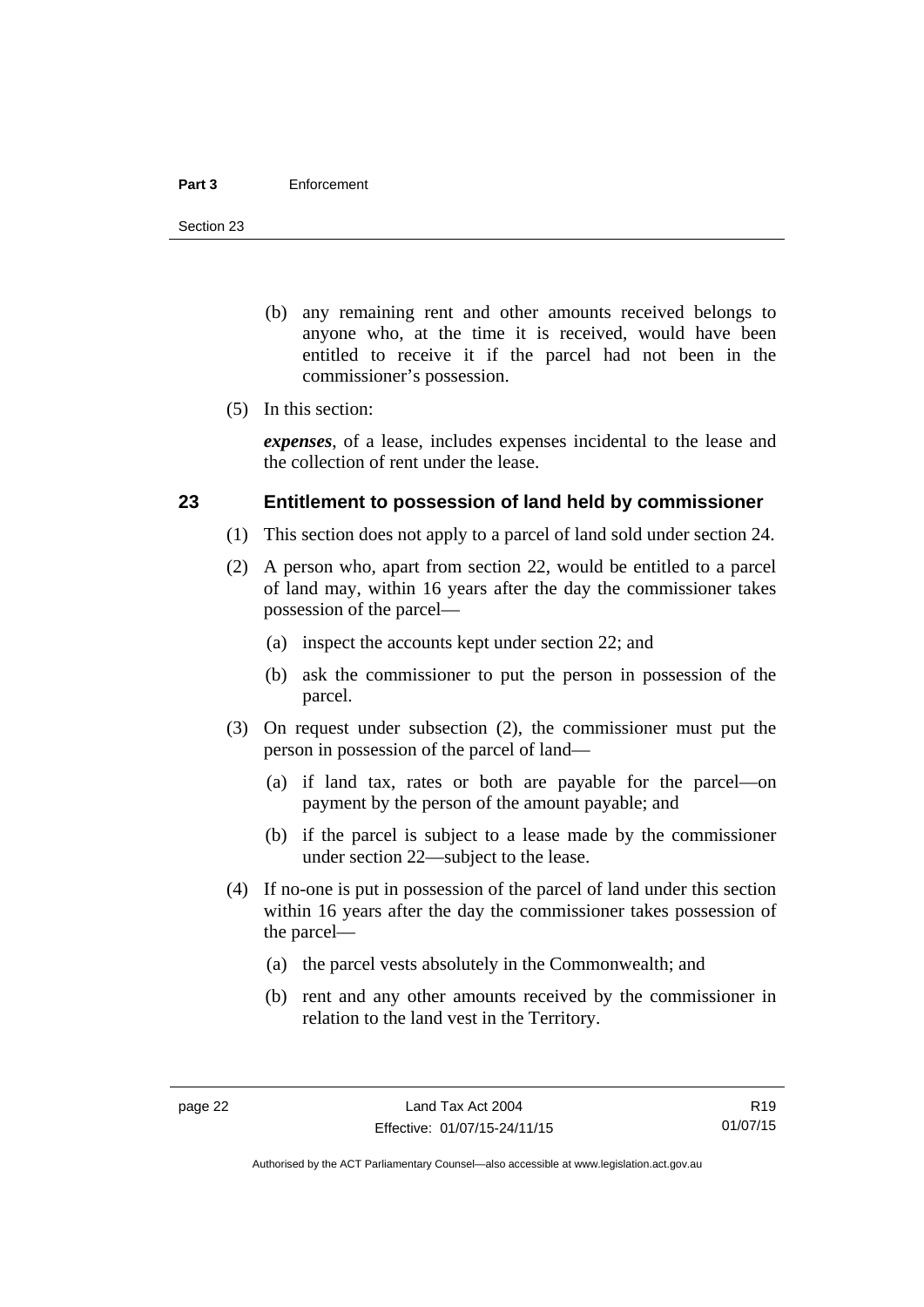(b) any remaining rent and other amounts received belongs to anyone who, at the time it is received, would have been entitled to receive it if the parcel had not been in the commissioner's possession.

(5) In this section:

***expenses***, of a lease, includes expenses incidental to the lease and the collection of rent under the lease.

## 23 Entitlement to possession of land held by commissioner

(1) This section does not apply to a parcel of land sold under section 24.

(2) A person who, apart from section 22, would be entitled to a parcel of land may, within 16 years after the day the commissioner takes possession of the parcel—

(a) inspect the accounts kept under section 22; and

(b) ask the commissioner to put the person in possession of the parcel.

(3) On request under subsection (2), the commissioner must put the person in possession of the parcel of land—

(a) if land tax, rates or both are payable for the parcel—on payment by the person of the amount payable; and

(b) if the parcel is subject to a lease made by the commissioner under section 22—subject to the lease.

(4) If no-one is put in possession of the parcel of land under this section within 16 years after the day the commissioner takes possession of the parcel—

(a) the parcel vests absolutely in the Commonwealth; and

(b) rent and any other amounts received by the commissioner in relation to the land vest in the Territory.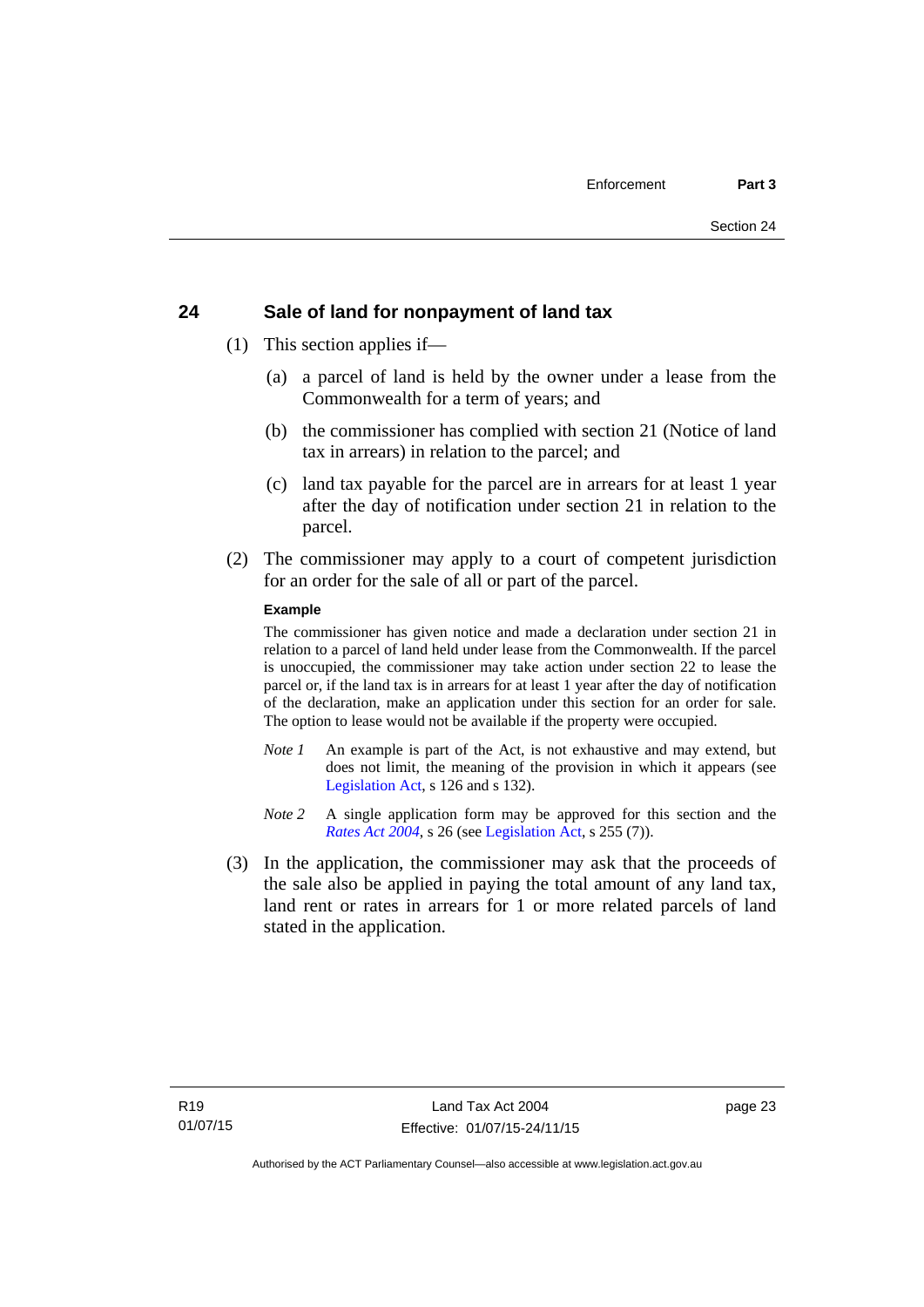## 24 Sale of land for nonpayment of land tax

(1) This section applies if—

(a) a parcel of land is held by the owner under a lease from the Commonwealth for a term of years; and

(b) the commissioner has complied with section 21 (Notice of land tax in arrears) in relation to the parcel; and

(c) land tax payable for the parcel are in arrears for at least 1 year after the day of notification under section 21 in relation to the parcel.

(2) The commissioner may apply to a court of competent jurisdiction for an order for the sale of all or part of the parcel.

**Example**

The commissioner has given notice and made a declaration under section 21 in relation to a parcel of land held under lease from the Commonwealth. If the parcel is unoccupied, the commissioner may take action under section 22 to lease the parcel or, if the land tax is in arrears for at least 1 year after the day of notification of the declaration, make an application under this section for an order for sale. The option to lease would not be available if the property were occupied.

*Note 1* An example is part of the Act, is not exhaustive and may extend, but does not limit, the meaning of the provision in which it appears (see Legislation Act, s 126 and s 132).

*Note 2* A single application form may be approved for this section and the *Rates Act 2004*, s 26 (see Legislation Act, s 255 (7)).

(3) In the application, the commissioner may ask that the proceeds of the sale also be applied in paying the total amount of any land tax, land rent or rates in arrears for 1 or more related parcels of land stated in the application.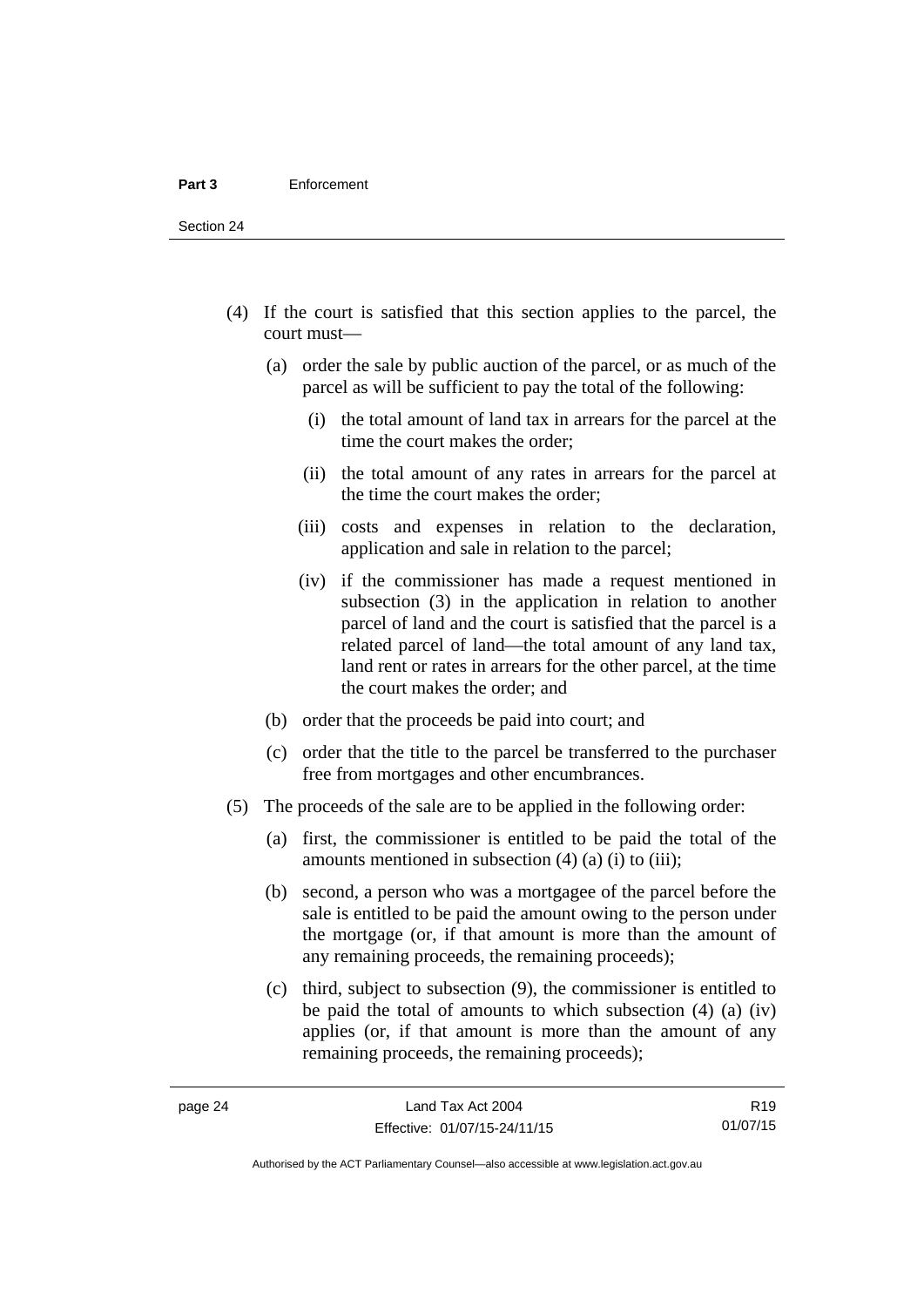(4) If the court is satisfied that this section applies to the parcel, the court must—

(a) order the sale by public auction of the parcel, or as much of the parcel as will be sufficient to pay the total of the following:

(i) the total amount of land tax in arrears for the parcel at the time the court makes the order;

(ii) the total amount of any rates in arrears for the parcel at the time the court makes the order;

(iii) costs and expenses in relation to the declaration, application and sale in relation to the parcel;

(iv) if the commissioner has made a request mentioned in subsection (3) in the application in relation to another parcel of land and the court is satisfied that the parcel is a related parcel of land—the total amount of any land tax, land rent or rates in arrears for the other parcel, at the time the court makes the order; and

(b) order that the proceeds be paid into court; and

(c) order that the title to the parcel be transferred to the purchaser free from mortgages and other encumbrances.

(5) The proceeds of the sale are to be applied in the following order:

(a) first, the commissioner is entitled to be paid the total of the amounts mentioned in subsection (4) (a) (i) to (iii);

(b) second, a person who was a mortgagee of the parcel before the sale is entitled to be paid the amount owing to the person under the mortgage (or, if that amount is more than the amount of any remaining proceeds, the remaining proceeds);

(c) third, subject to subsection (9), the commissioner is entitled to be paid the total of amounts to which subsection (4) (a) (iv) applies (or, if that amount is more than the amount of any remaining proceeds, the remaining proceeds);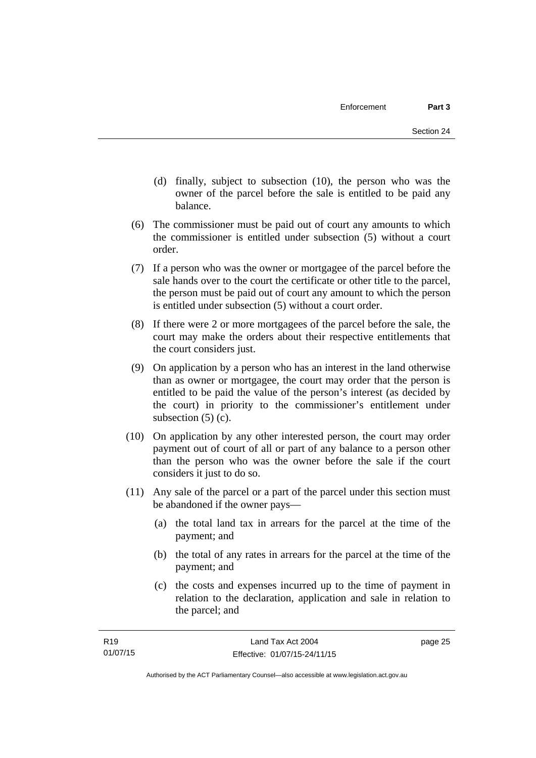(d) finally, subject to subsection (10), the person who was the owner of the parcel before the sale is entitled to be paid any balance.

(6) The commissioner must be paid out of court any amounts to which the commissioner is entitled under subsection (5) without a court order.

(7) If a person who was the owner or mortgagee of the parcel before the sale hands over to the court the certificate or other title to the parcel, the person must be paid out of court any amount to which the person is entitled under subsection (5) without a court order.

(8) If there were 2 or more mortgagees of the parcel before the sale, the court may make the orders about their respective entitlements that the court considers just.

(9) On application by a person who has an interest in the land otherwise than as owner or mortgagee, the court may order that the person is entitled to be paid the value of the person's interest (as decided by the court) in priority to the commissioner's entitlement under subsection (5) (c).

(10) On application by any other interested person, the court may order payment out of court of all or part of any balance to a person other than the person who was the owner before the sale if the court considers it just to do so.

(11) Any sale of the parcel or a part of the parcel under this section must be abandoned if the owner pays—

(a) the total land tax in arrears for the parcel at the time of the payment; and

(b) the total of any rates in arrears for the parcel at the time of the payment; and

(c) the costs and expenses incurred up to the time of payment in relation to the declaration, application and sale in relation to the parcel; and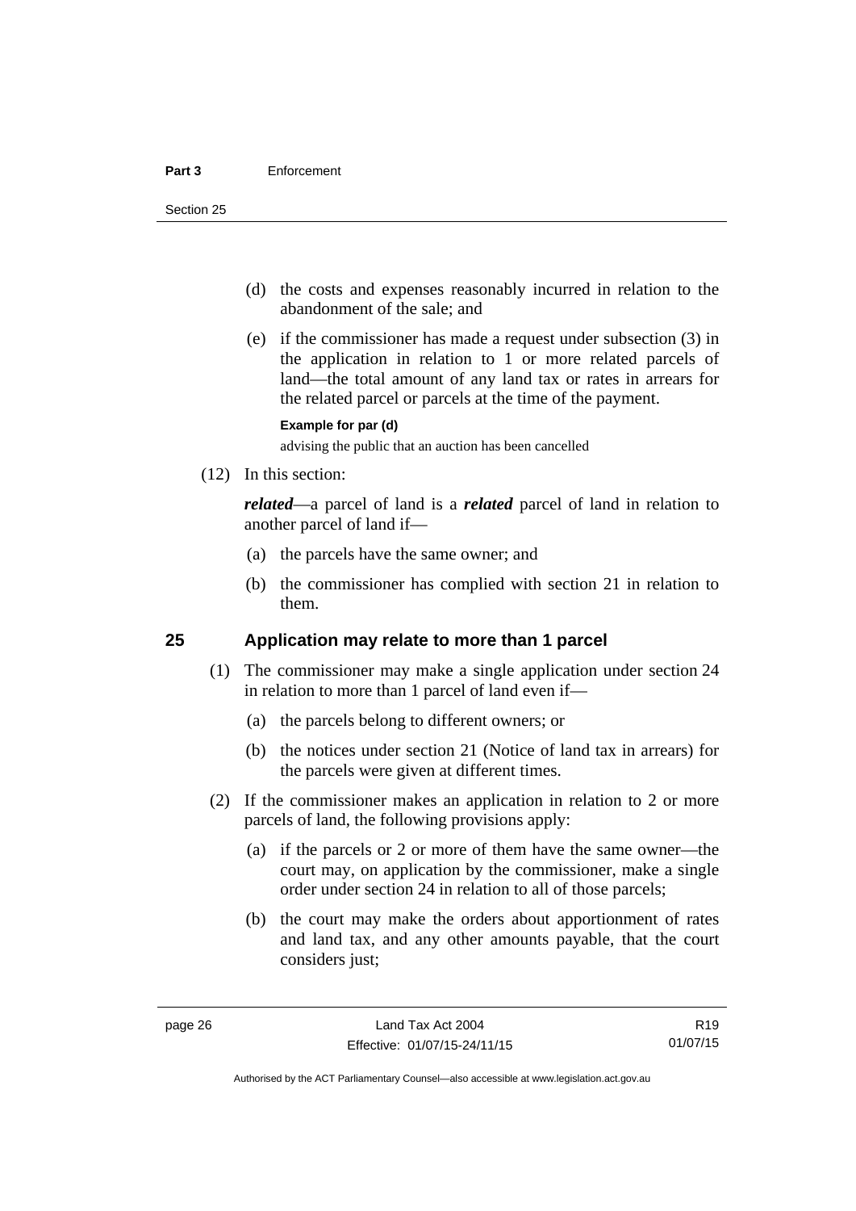(d) the costs and expenses reasonably incurred in relation to the abandonment of the sale; and

(e) if the commissioner has made a request under subsection (3) in the application in relation to 1 or more related parcels of land—the total amount of any land tax or rates in arrears for the related parcel or parcels at the time of the payment.

**Example for par (d)**

advising the public that an auction has been cancelled

(12) In this section:

***related***—a parcel of land is a ***related*** parcel of land in relation to another parcel of land if—

(a) the parcels have the same owner; and

(b) the commissioner has complied with section 21 in relation to them.

## 25 Application may relate to more than 1 parcel

(1) The commissioner may make a single application under section 24 in relation to more than 1 parcel of land even if—

(a) the parcels belong to different owners; or

(b) the notices under section 21 (Notice of land tax in arrears) for the parcels were given at different times.

(2) If the commissioner makes an application in relation to 2 or more parcels of land, the following provisions apply:

(a) if the parcels or 2 or more of them have the same owner—the court may, on application by the commissioner, make a single order under section 24 in relation to all of those parcels;

(b) the court may make the orders about apportionment of rates and land tax, and any other amounts payable, that the court considers just;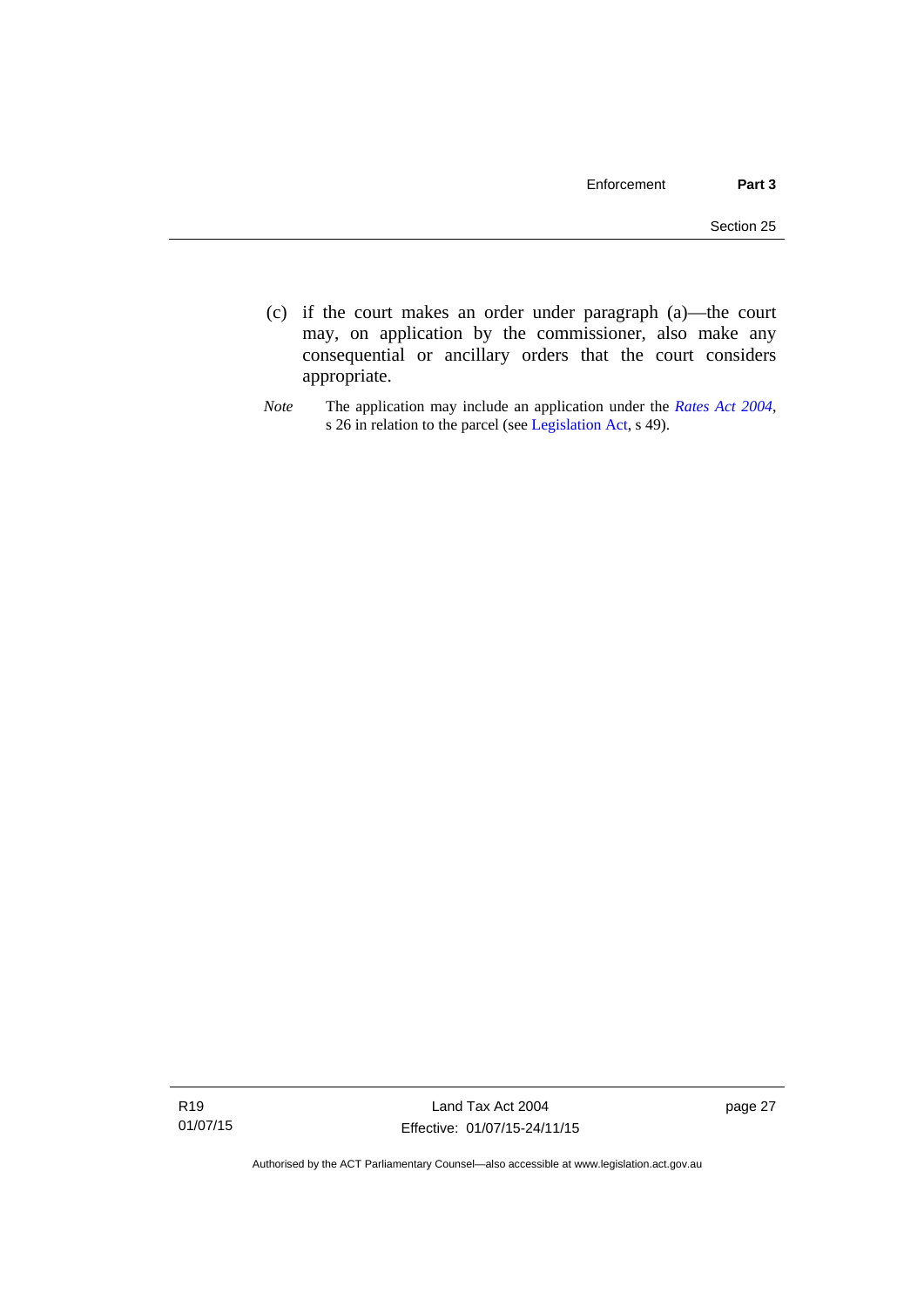(c) if the court makes an order under paragraph (a)—the court may, on application by the commissioner, also make any consequential or ancillary orders that the court considers appropriate.

*Note* The application may include an application under the *Rates Act 2004*, s 26 in relation to the parcel (see Legislation Act, s 49).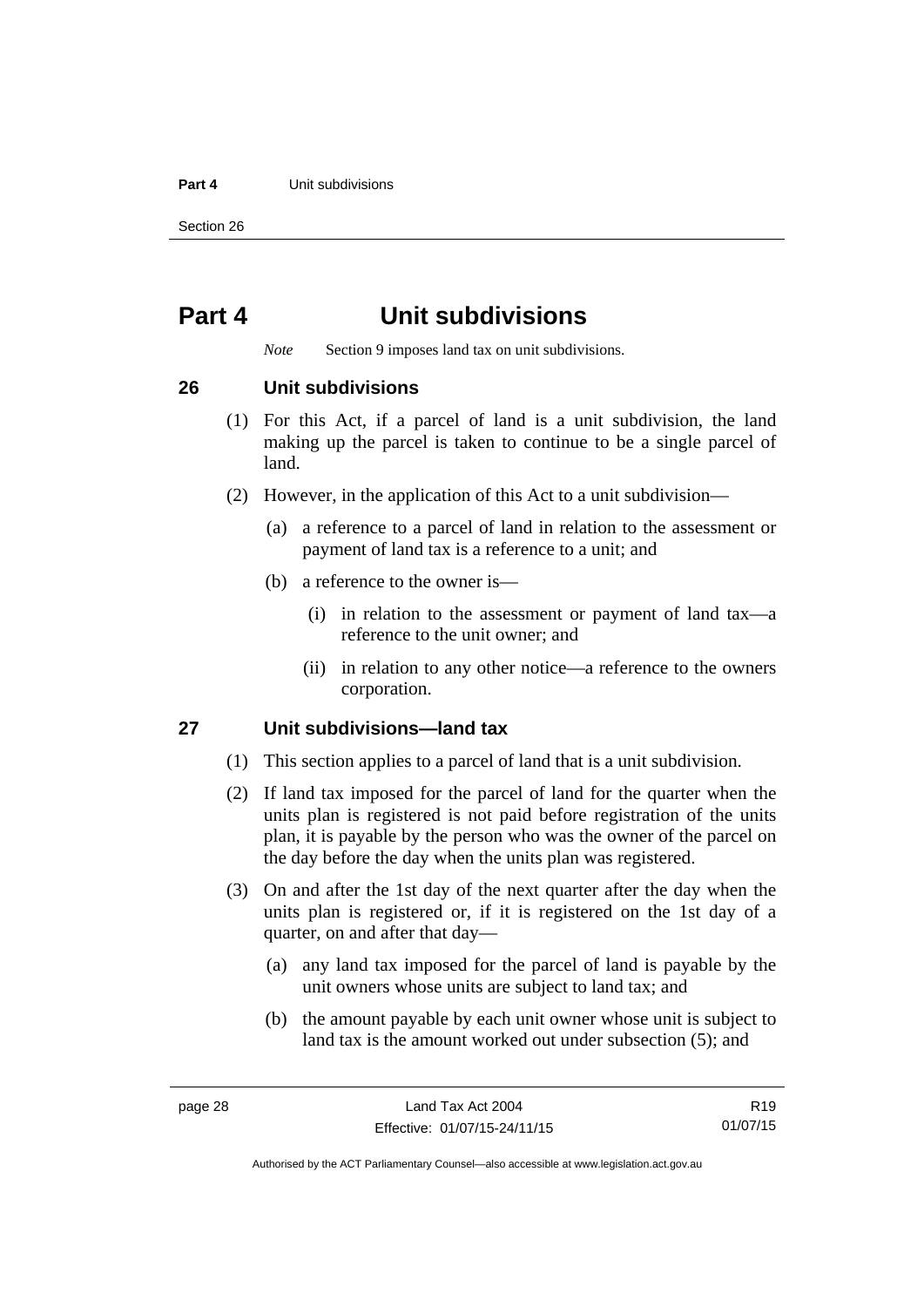# Part 4 Unit subdivisions

*Note* Section 9 imposes land tax on unit subdivisions.

## 26 Unit subdivisions

(1) For this Act, if a parcel of land is a unit subdivision, the land making up the parcel is taken to continue to be a single parcel of land.

(2) However, in the application of this Act to a unit subdivision—

(a) a reference to a parcel of land in relation to the assessment or payment of land tax is a reference to a unit; and

(b) a reference to the owner is—

(i) in relation to the assessment or payment of land tax—a reference to the unit owner; and

(ii) in relation to any other notice—a reference to the owners corporation.

## 27 Unit subdivisions—land tax

(1) This section applies to a parcel of land that is a unit subdivision.

(2) If land tax imposed for the parcel of land for the quarter when the units plan is registered is not paid before registration of the units plan, it is payable by the person who was the owner of the parcel on the day before the day when the units plan was registered.

(3) On and after the 1st day of the next quarter after the day when the units plan is registered or, if it is registered on the 1st day of a quarter, on and after that day—

(a) any land tax imposed for the parcel of land is payable by the unit owners whose units are subject to land tax; and

(b) the amount payable by each unit owner whose unit is subject to land tax is the amount worked out under subsection (5); and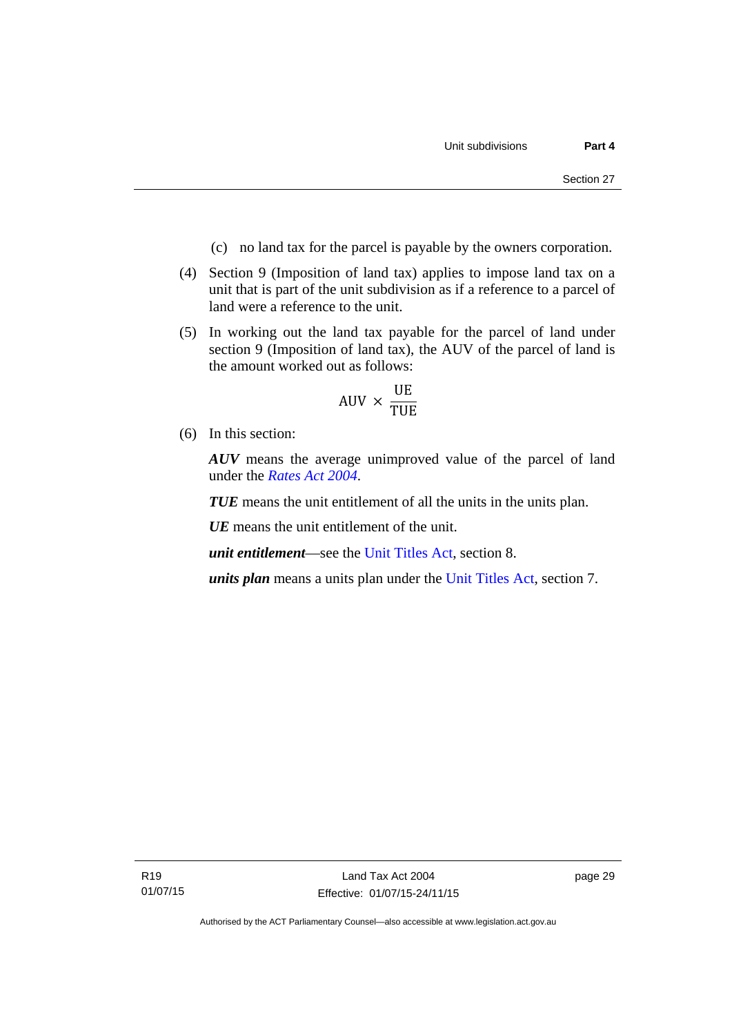(c) no land tax for the parcel is payable by the owners corporation.

(4) Section 9 (Imposition of land tax) applies to impose land tax on a unit that is part of the unit subdivision as if a reference to a parcel of land were a reference to the unit.

(5) In working out the land tax payable for the parcel of land under section 9 (Imposition of land tax), the AUV of the parcel of land is the amount worked out as follows:

$$\text{AUV} \times \frac{\text{UE}}{\text{TUE}}$$

(6) In this section:

***AUV*** means the average unimproved value of the parcel of land under the *Rates Act 2004*.

***TUE*** means the unit entitlement of all the units in the units plan.

***UE*** means the unit entitlement of the unit.

***unit entitlement***—see the Unit Titles Act, section 8.

***units plan*** means a units plan under the Unit Titles Act, section 7.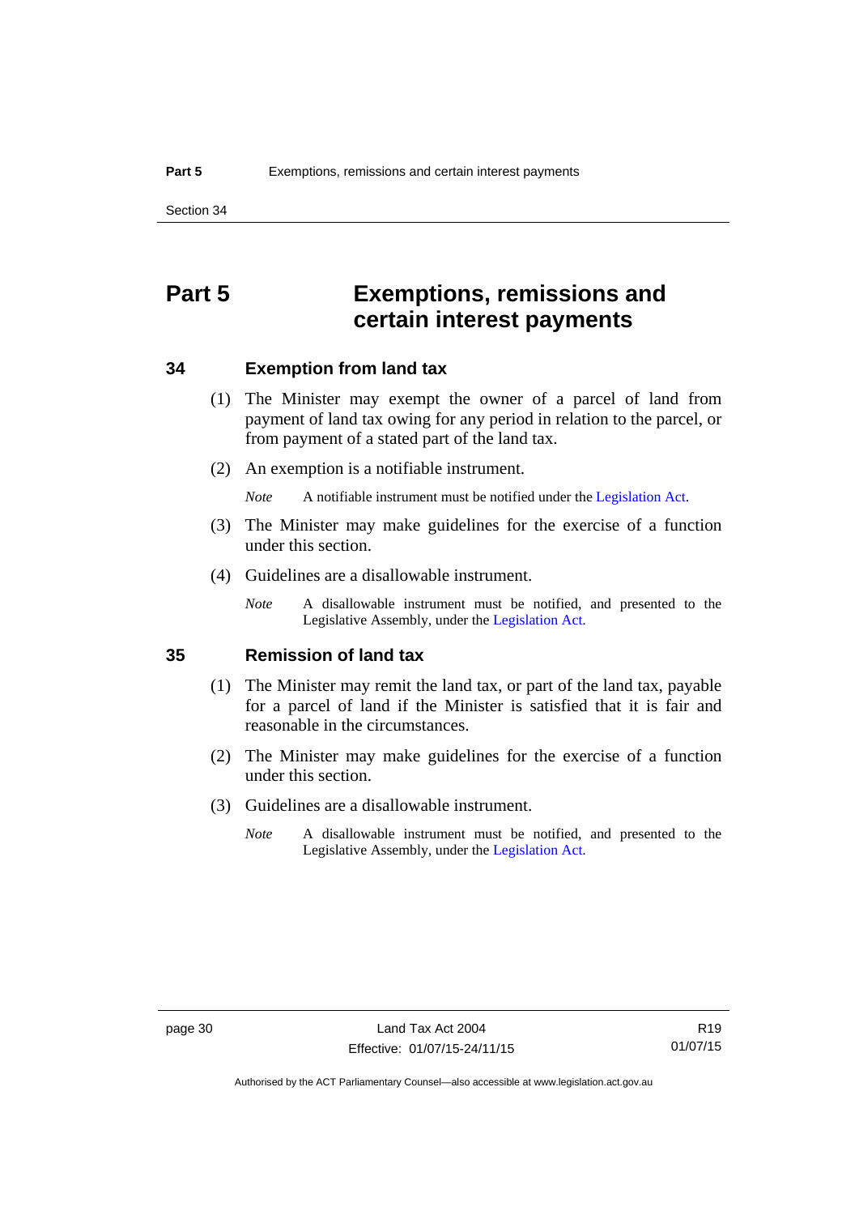# Part 5 Exemptions, remissions and certain interest payments

## 34 Exemption from land tax

(1) The Minister may exempt the owner of a parcel of land from payment of land tax owing for any period in relation to the parcel, or from payment of a stated part of the land tax.

(2) An exemption is a notifiable instrument.

*Note* A notifiable instrument must be notified under the Legislation Act.

(3) The Minister may make guidelines for the exercise of a function under this section.

(4) Guidelines are a disallowable instrument.

*Note* A disallowable instrument must be notified, and presented to the Legislative Assembly, under the Legislation Act.

## 35 Remission of land tax

(1) The Minister may remit the land tax, or part of the land tax, payable for a parcel of land if the Minister is satisfied that it is fair and reasonable in the circumstances.

(2) The Minister may make guidelines for the exercise of a function under this section.

(3) Guidelines are a disallowable instrument.

*Note* A disallowable instrument must be notified, and presented to the Legislative Assembly, under the Legislation Act.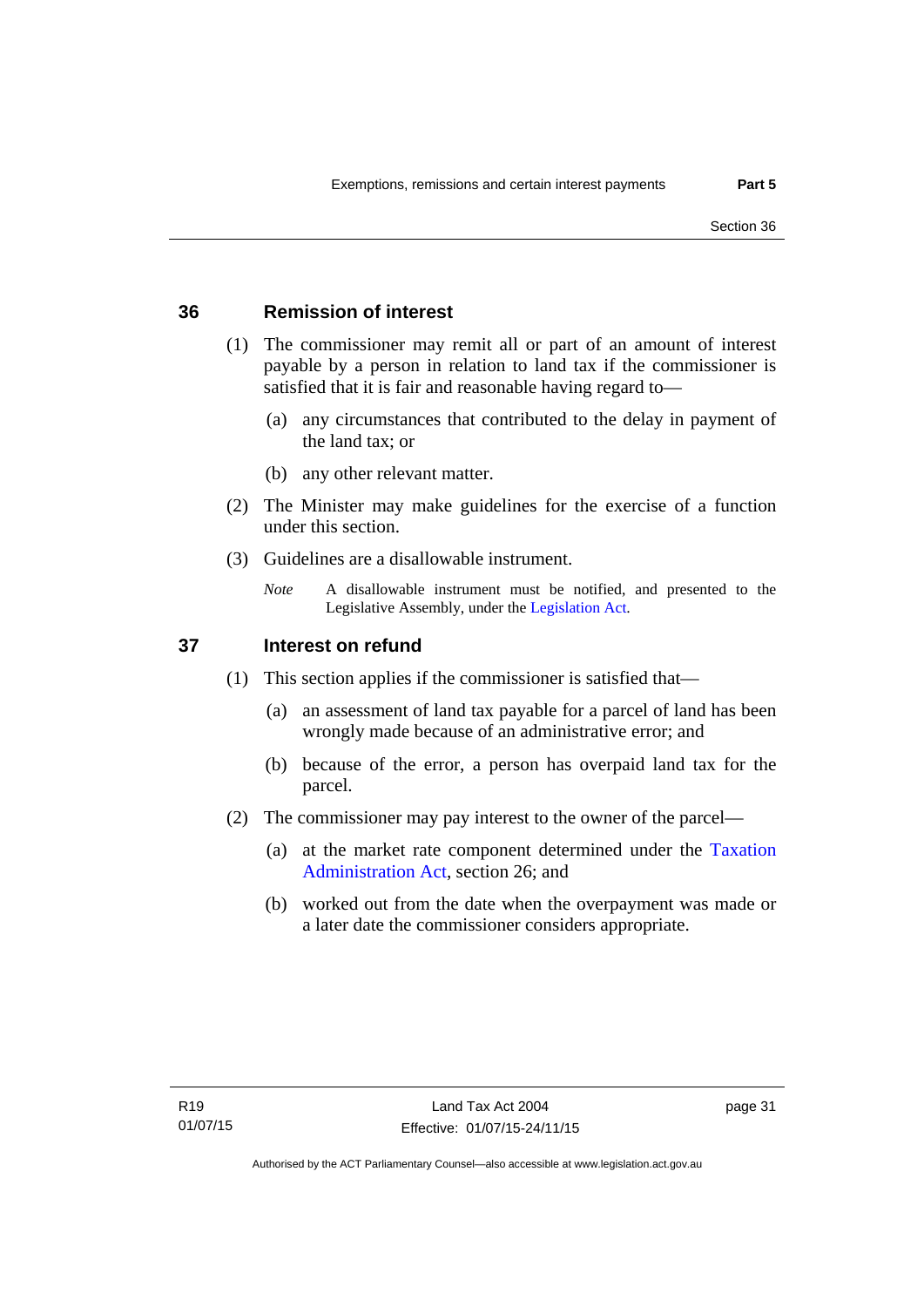## 36 Remission of interest

(1) The commissioner may remit all or part of an amount of interest payable by a person in relation to land tax if the commissioner is satisfied that it is fair and reasonable having regard to—

(a) any circumstances that contributed to the delay in payment of the land tax; or

(b) any other relevant matter.

(2) The Minister may make guidelines for the exercise of a function under this section.

(3) Guidelines are a disallowable instrument.

*Note* A disallowable instrument must be notified, and presented to the Legislative Assembly, under the Legislation Act.

## 37 Interest on refund

(1) This section applies if the commissioner is satisfied that—

(a) an assessment of land tax payable for a parcel of land has been wrongly made because of an administrative error; and

(b) because of the error, a person has overpaid land tax for the parcel.

(2) The commissioner may pay interest to the owner of the parcel—

(a) at the market rate component determined under the Taxation Administration Act, section 26; and

(b) worked out from the date when the overpayment was made or a later date the commissioner considers appropriate.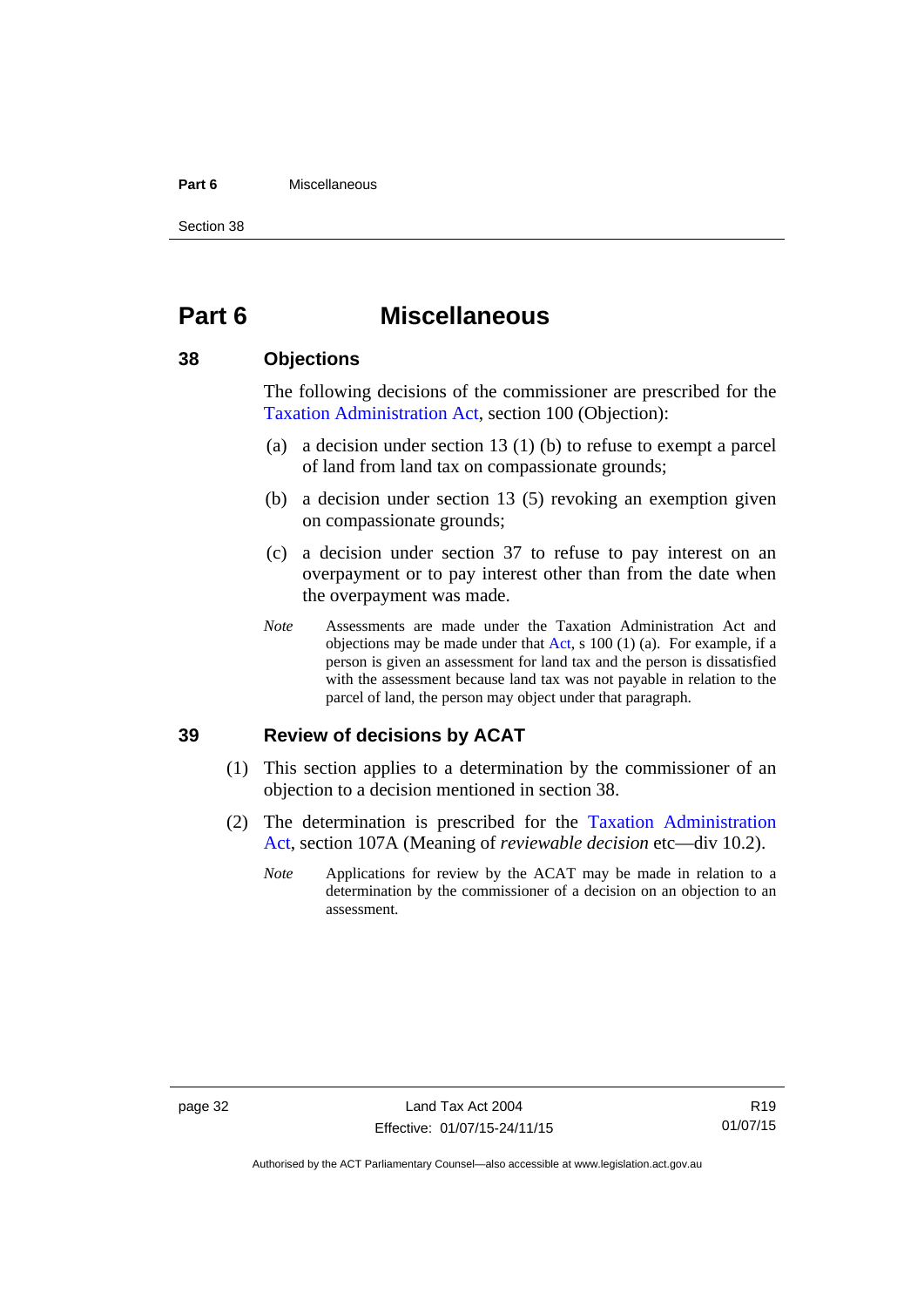# Part 6 Miscellaneous

## 38 Objections

The following decisions of the commissioner are prescribed for the Taxation Administration Act, section 100 (Objection):

(a) a decision under section 13 (1) (b) to refuse to exempt a parcel of land from land tax on compassionate grounds;

(b) a decision under section 13 (5) revoking an exemption given on compassionate grounds;

(c) a decision under section 37 to refuse to pay interest on an overpayment or to pay interest other than from the date when the overpayment was made.

*Note* Assessments are made under the Taxation Administration Act and objections may be made under that Act, s 100 (1) (a). For example, if a person is given an assessment for land tax and the person is dissatisfied with the assessment because land tax was not payable in relation to the parcel of land, the person may object under that paragraph.

## 39 Review of decisions by ACAT

(1) This section applies to a determination by the commissioner of an objection to a decision mentioned in section 38.

(2) The determination is prescribed for the Taxation Administration Act, section 107A (Meaning of *reviewable decision* etc—div 10.2).

*Note* Applications for review by the ACAT may be made in relation to a determination by the commissioner of a decision on an objection to an assessment.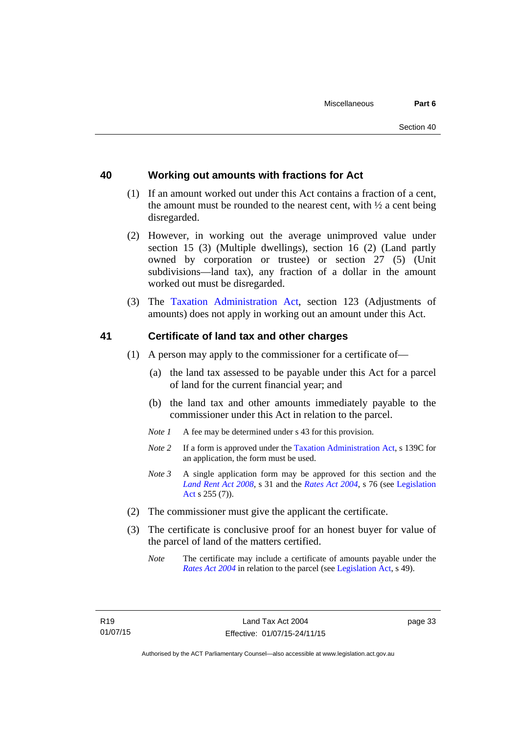## 40 Working out amounts with fractions for Act

(1) If an amount worked out under this Act contains a fraction of a cent, the amount must be rounded to the nearest cent, with ½ a cent being disregarded.

(2) However, in working out the average unimproved value under section 15 (3) (Multiple dwellings), section 16 (2) (Land partly owned by corporation or trustee) or section 27 (5) (Unit subdivisions—land tax), any fraction of a dollar in the amount worked out must be disregarded.

(3) The Taxation Administration Act, section 123 (Adjustments of amounts) does not apply in working out an amount under this Act.

## 41 Certificate of land tax and other charges

(1) A person may apply to the commissioner for a certificate of—

(a) the land tax assessed to be payable under this Act for a parcel of land for the current financial year; and

(b) the land tax and other amounts immediately payable to the commissioner under this Act in relation to the parcel.

*Note 1* A fee may be determined under s 43 for this provision.

*Note 2* If a form is approved under the Taxation Administration Act, s 139C for an application, the form must be used.

*Note 3* A single application form may be approved for this section and the *Land Rent Act 2008*, s 31 and the *Rates Act 2004*, s 76 (see Legislation Act s 255 (7)).

(2) The commissioner must give the applicant the certificate.

(3) The certificate is conclusive proof for an honest buyer for value of the parcel of land of the matters certified.

*Note* The certificate may include a certificate of amounts payable under the *Rates Act 2004* in relation to the parcel (see Legislation Act, s 49).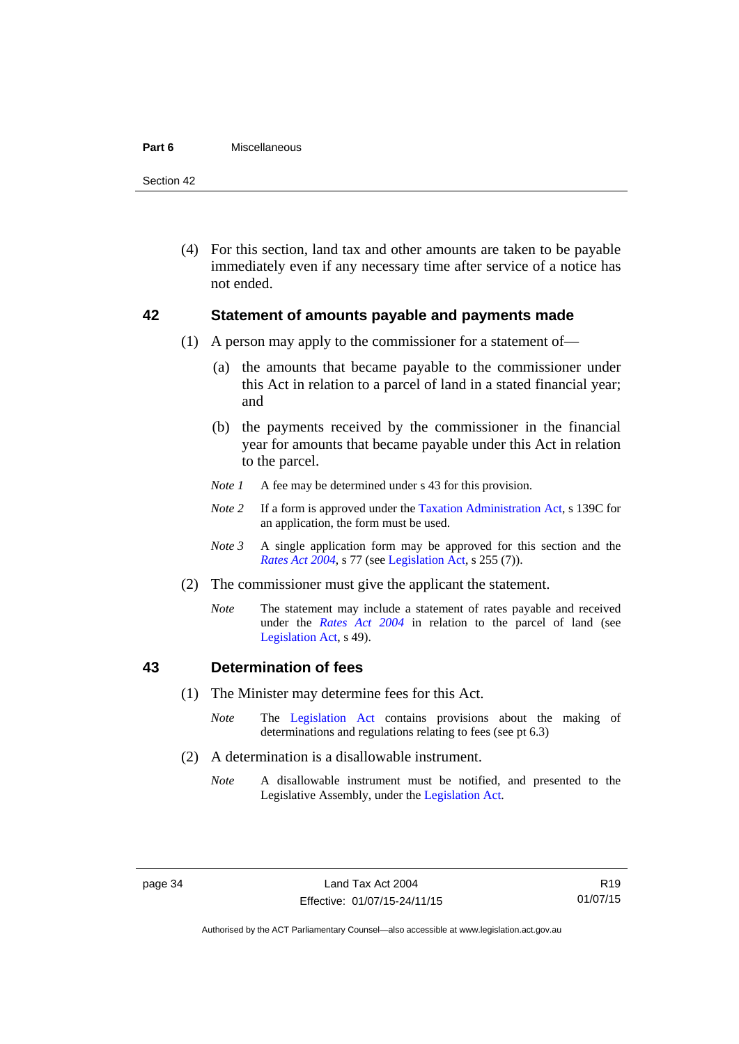(4) For this section, land tax and other amounts are taken to be payable immediately even if any necessary time after service of a notice has not ended.

## 42 Statement of amounts payable and payments made

(1) A person may apply to the commissioner for a statement of—

(a) the amounts that became payable to the commissioner under this Act in relation to a parcel of land in a stated financial year; and

(b) the payments received by the commissioner in the financial year for amounts that became payable under this Act in relation to the parcel.

*Note 1* A fee may be determined under s 43 for this provision.

*Note 2* If a form is approved under the Taxation Administration Act, s 139C for an application, the form must be used.

*Note 3* A single application form may be approved for this section and the *Rates Act 2004*, s 77 (see Legislation Act, s 255 (7)).

(2) The commissioner must give the applicant the statement.

*Note* The statement may include a statement of rates payable and received under the *Rates Act 2004* in relation to the parcel of land (see Legislation Act, s 49).

## 43 Determination of fees

(1) The Minister may determine fees for this Act.

*Note* The Legislation Act contains provisions about the making of determinations and regulations relating to fees (see pt 6.3)

(2) A determination is a disallowable instrument.

*Note* A disallowable instrument must be notified, and presented to the Legislative Assembly, under the Legislation Act.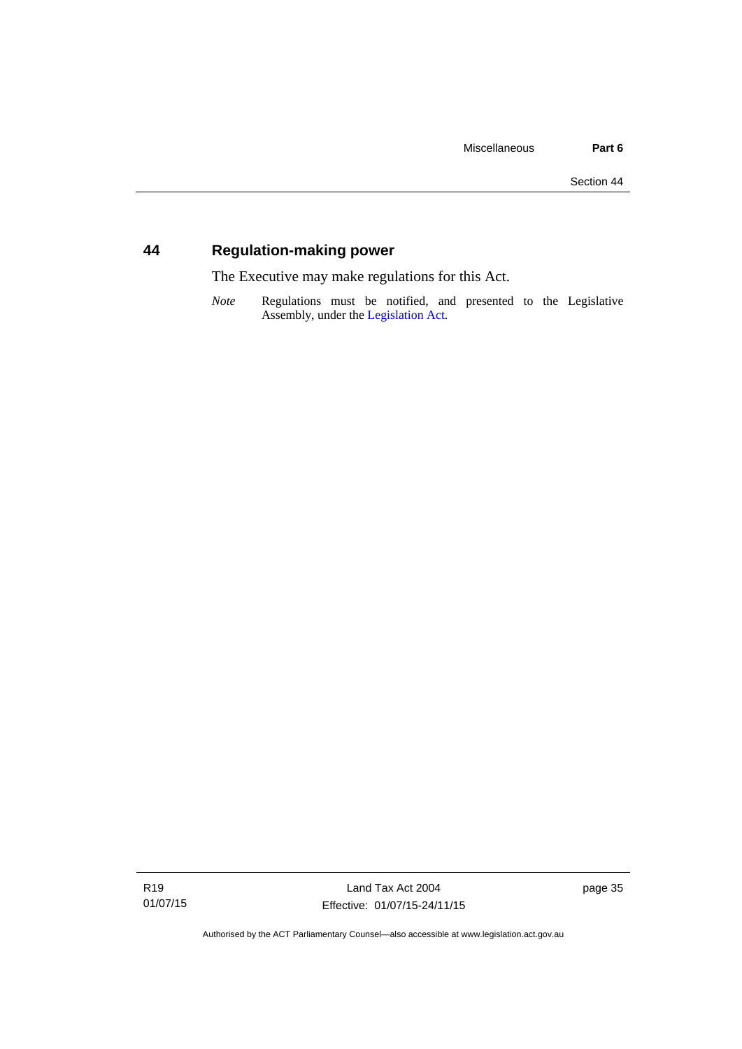## 44 Regulation-making power

The Executive may make regulations for this Act.

*Note* Regulations must be notified, and presented to the Legislative Assembly, under the Legislation Act.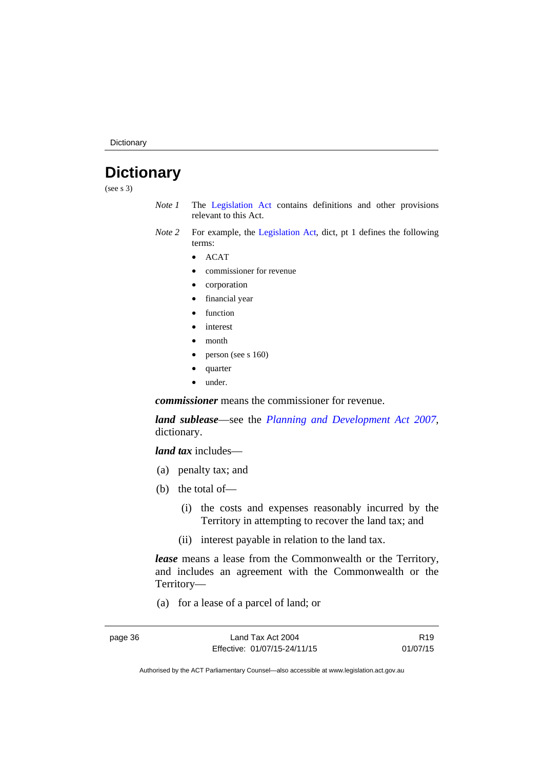# Dictionary

(see s 3)

*Note 1* The Legislation Act contains definitions and other provisions relevant to this Act.

*Note 2* For example, the Legislation Act, dict, pt 1 defines the following terms:

- ACAT
- commissioner for revenue
- corporation
- financial year
- function
- interest
- month
- person (see s 160)
- quarter
- under.

***commissioner*** means the commissioner for revenue.

***land sublease***—see the *Planning and Development Act 2007*, dictionary.

***land tax*** includes—

(a) penalty tax; and

(b) the total of—

(i) the costs and expenses reasonably incurred by the Territory in attempting to recover the land tax; and

(ii) interest payable in relation to the land tax.

***lease*** means a lease from the Commonwealth or the Territory, and includes an agreement with the Commonwealth or the Territory—

(a) for a lease of a parcel of land; or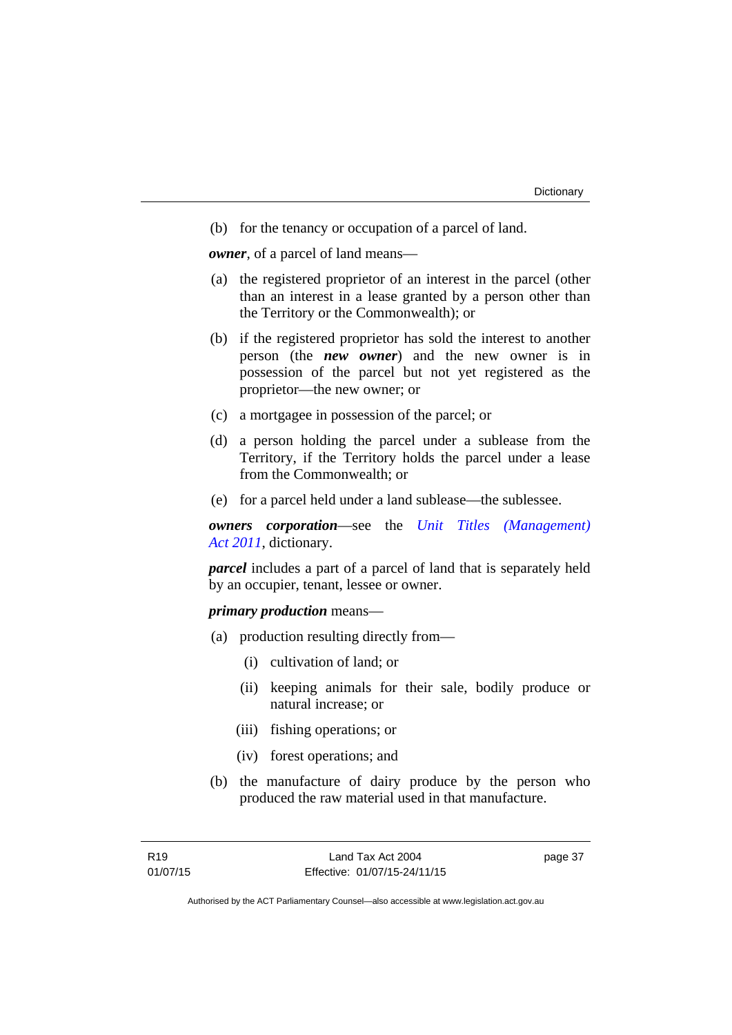(b) for the tenancy or occupation of a parcel of land.

***owner***, of a parcel of land means—

(a) the registered proprietor of an interest in the parcel (other than an interest in a lease granted by a person other than the Territory or the Commonwealth); or

(b) if the registered proprietor has sold the interest to another person (the ***new owner***) and the new owner is in possession of the parcel but not yet registered as the proprietor—the new owner; or

(c) a mortgagee in possession of the parcel; or

(d) a person holding the parcel under a sublease from the Territory, if the Territory holds the parcel under a lease from the Commonwealth; or

(e) for a parcel held under a land sublease—the sublessee.

***owners corporation***—see the *Unit Titles (Management) Act 2011*, dictionary.

***parcel*** includes a part of a parcel of land that is separately held by an occupier, tenant, lessee or owner.

***primary production*** means—

(a) production resulting directly from—

  (i) cultivation of land; or

  (ii) keeping animals for their sale, bodily produce or natural increase; or

  (iii) fishing operations; or

  (iv) forest operations; and

(b) the manufacture of dairy produce by the person who produced the raw material used in that manufacture.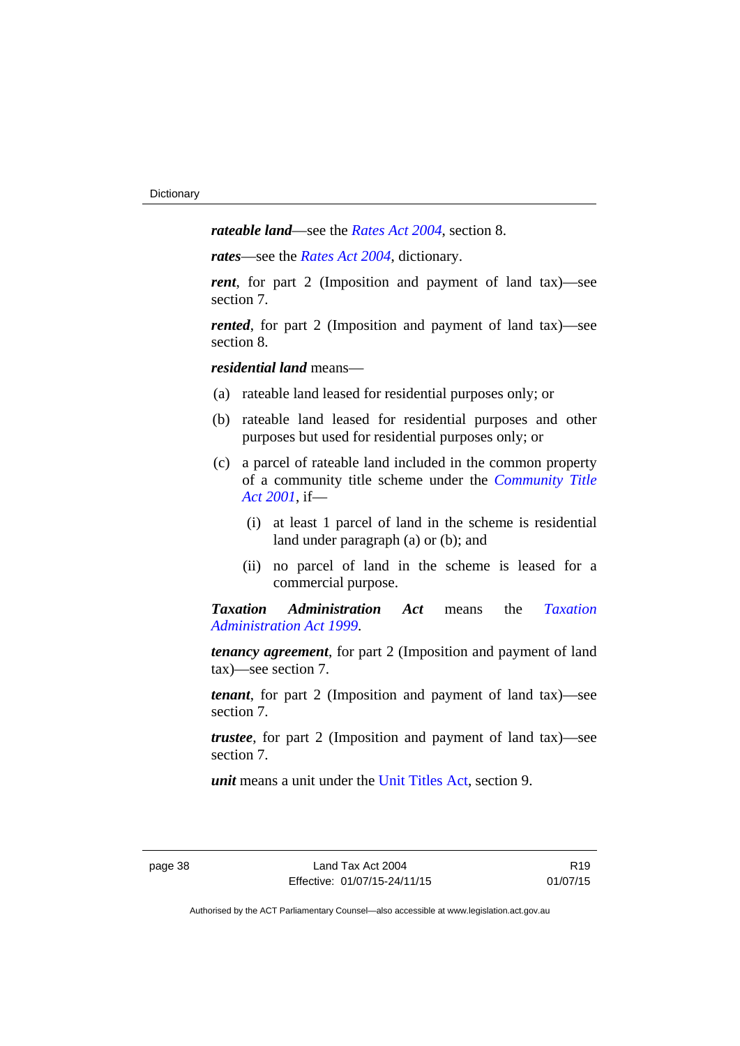***rateable land***—see the *Rates Act 2004*, section 8.

***rates***—see the *Rates Act 2004*, dictionary.

***rent***, for part 2 (Imposition and payment of land tax)—see section 7.

***rented***, for part 2 (Imposition and payment of land tax)—see section 8.

***residential land*** means—

(a) rateable land leased for residential purposes only; or

(b) rateable land leased for residential purposes and other purposes but used for residential purposes only; or

(c) a parcel of rateable land included in the common property of a community title scheme under the *Community Title Act 2001*, if—

  (i) at least 1 parcel of land in the scheme is residential land under paragraph (a) or (b); and

  (ii) no parcel of land in the scheme is leased for a commercial purpose.

***Taxation Administration Act*** means the *Taxation Administration Act 1999*.

***tenancy agreement***, for part 2 (Imposition and payment of land tax)—see section 7.

***tenant***, for part 2 (Imposition and payment of land tax)—see section 7.

***trustee***, for part 2 (Imposition and payment of land tax)—see section 7.

***unit*** means a unit under the Unit Titles Act, section 9.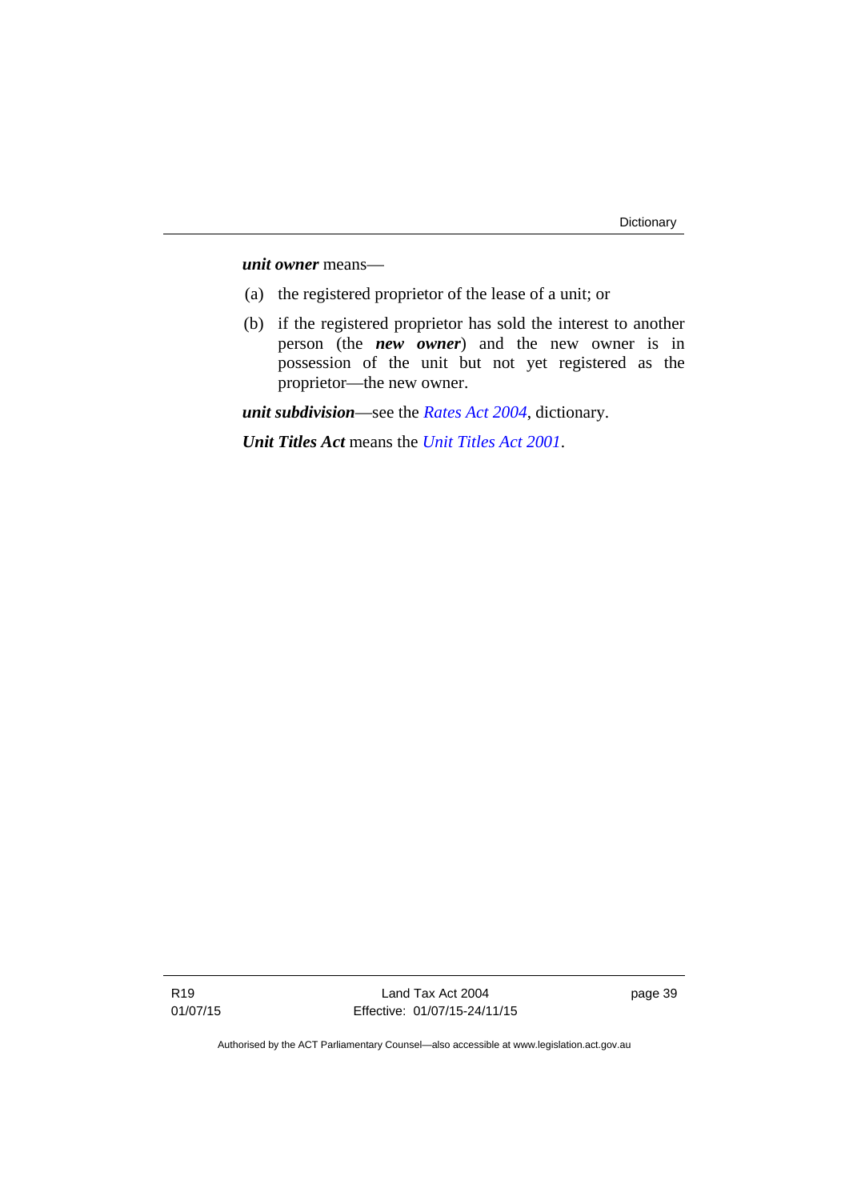***unit owner*** means—

(a) the registered proprietor of the lease of a unit; or

(b) if the registered proprietor has sold the interest to another person (the ***new owner***) and the new owner is in possession of the unit but not yet registered as the proprietor—the new owner.

***unit subdivision***—see the *Rates Act 2004*, dictionary.

***Unit Titles Act*** means the *Unit Titles Act 2001*.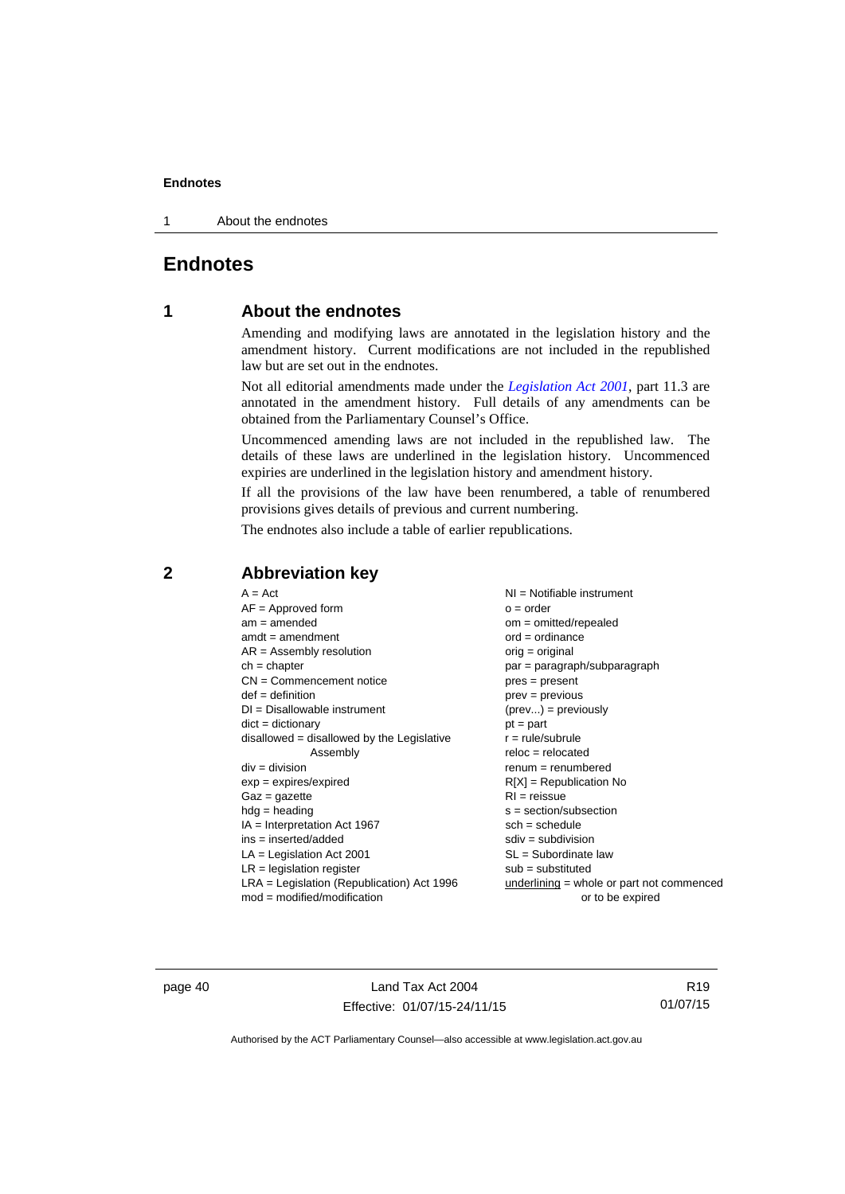# Endnotes

## 1 About the endnotes

Amending and modifying laws are annotated in the legislation history and the amendment history. Current modifications are not included in the republished law but are set out in the endnotes.

Not all editorial amendments made under the *Legislation Act 2001*, part 11.3 are annotated in the amendment history. Full details of any amendments can be obtained from the Parliamentary Counsel's Office.

Uncommenced amending laws are not included in the republished law. The details of these laws are underlined in the legislation history. Uncommenced expiries are underlined in the legislation history and amendment history.

If all the provisions of the law have been renumbered, a table of renumbered provisions gives details of previous and current numbering.

The endnotes also include a table of earlier republications.

## 2 Abbreviation key

A = Act
AF = Approved form
am = amended
amdt = amendment
AR = Assembly resolution
ch = chapter
CN = Commencement notice
def = definition
DI = Disallowable instrument
dict = dictionary
disallowed = disallowed by the Legislative Assembly
div = division
exp = expires/expired
Gaz = gazette
hdg = heading
IA = Interpretation Act 1967
ins = inserted/added
LA = Legislation Act 2001
LR = legislation register
LRA = Legislation (Republication) Act 1996
mod = modified/modification
NI = Notifiable instrument
o = order
om = omitted/repealed
ord = ordinance
orig = original
par = paragraph/subparagraph
pres = present
prev = previous
(prev...) = previously
pt = part
r = rule/subrule
reloc = relocated
renum = renumbered
R[X] = Republication No
RI = reissue
s = section/subsection
sch = schedule
sdiv = subdivision
SL = Subordinate law
sub = substituted
underlining = whole or part not commenced or to be expired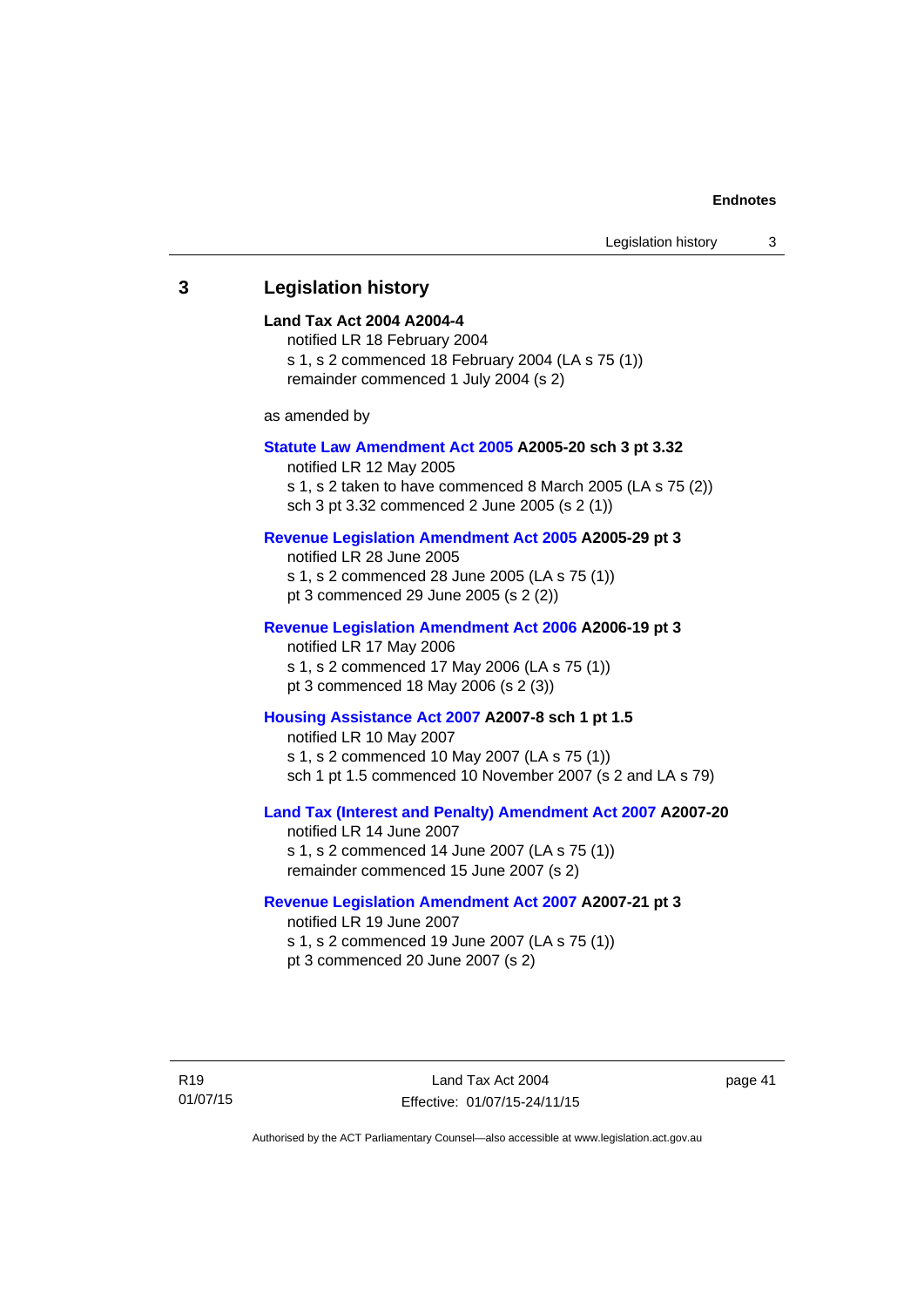## 3 Legislation history

**Land Tax Act 2004 A2004-4**

notified LR 18 February 2004

s 1, s 2 commenced 18 February 2004 (LA s 75 (1))

remainder commenced 1 July 2004 (s 2)

as amended by

**Statute Law Amendment Act 2005 A2005-20 sch 3 pt 3.32**

notified LR 12 May 2005

s 1, s 2 taken to have commenced 8 March 2005 (LA s 75 (2))

sch 3 pt 3.32 commenced 2 June 2005 (s 2 (1))

**Revenue Legislation Amendment Act 2005 A2005-29 pt 3**

notified LR 28 June 2005

s 1, s 2 commenced 28 June 2005 (LA s 75 (1))

pt 3 commenced 29 June 2005 (s 2 (2))

**Revenue Legislation Amendment Act 2006 A2006-19 pt 3**

notified LR 17 May 2006

s 1, s 2 commenced 17 May 2006 (LA s 75 (1))

pt 3 commenced 18 May 2006 (s 2 (3))

**Housing Assistance Act 2007 A2007-8 sch 1 pt 1.5**

notified LR 10 May 2007

s 1, s 2 commenced 10 May 2007 (LA s 75 (1))

sch 1 pt 1.5 commenced 10 November 2007 (s 2 and LA s 79)

**Land Tax (Interest and Penalty) Amendment Act 2007 A2007-20**

notified LR 14 June 2007

s 1, s 2 commenced 14 June 2007 (LA s 75 (1))

remainder commenced 15 June 2007 (s 2)

**Revenue Legislation Amendment Act 2007 A2007-21 pt 3**

notified LR 19 June 2007

s 1, s 2 commenced 19 June 2007 (LA s 75 (1))

pt 3 commenced 20 June 2007 (s 2)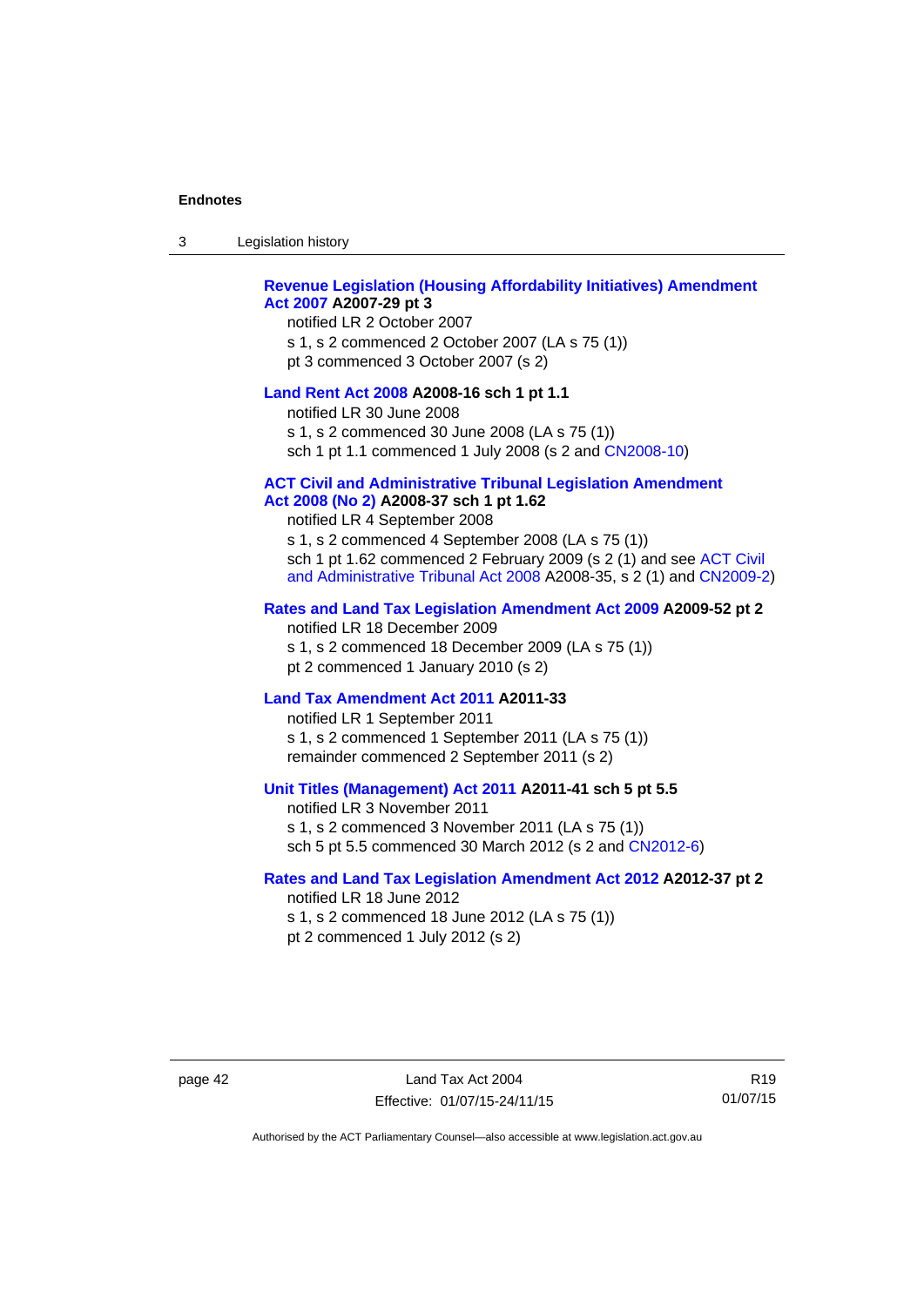**Revenue Legislation (Housing Affordability Initiatives) Amendment Act 2007 A2007-29 pt 3**

notified LR 2 October 2007

s 1, s 2 commenced 2 October 2007 (LA s 75 (1))

pt 3 commenced 3 October 2007 (s 2)

**Land Rent Act 2008 A2008-16 sch 1 pt 1.1**

notified LR 30 June 2008

s 1, s 2 commenced 30 June 2008 (LA s 75 (1))

sch 1 pt 1.1 commenced 1 July 2008 (s 2 and CN2008-10)

**ACT Civil and Administrative Tribunal Legislation Amendment Act 2008 (No 2) A2008-37 sch 1 pt 1.62**

notified LR 4 September 2008

s 1, s 2 commenced 4 September 2008 (LA s 75 (1))

sch 1 pt 1.62 commenced 2 February 2009 (s 2 (1) and see ACT Civil and Administrative Tribunal Act 2008 A2008-35, s 2 (1) and CN2009-2)

**Rates and Land Tax Legislation Amendment Act 2009 A2009-52 pt 2**

notified LR 18 December 2009

s 1, s 2 commenced 18 December 2009 (LA s 75 (1))

pt 2 commenced 1 January 2010 (s 2)

**Land Tax Amendment Act 2011 A2011-33**

notified LR 1 September 2011

s 1, s 2 commenced 1 September 2011 (LA s 75 (1))

remainder commenced 2 September 2011 (s 2)

**Unit Titles (Management) Act 2011 A2011-41 sch 5 pt 5.5**

notified LR 3 November 2011

s 1, s 2 commenced 3 November 2011 (LA s 75 (1))

sch 5 pt 5.5 commenced 30 March 2012 (s 2 and CN2012-6)

**Rates and Land Tax Legislation Amendment Act 2012 A2012-37 pt 2**

notified LR 18 June 2012

s 1, s 2 commenced 18 June 2012 (LA s 75 (1))

pt 2 commenced 1 July 2012 (s 2)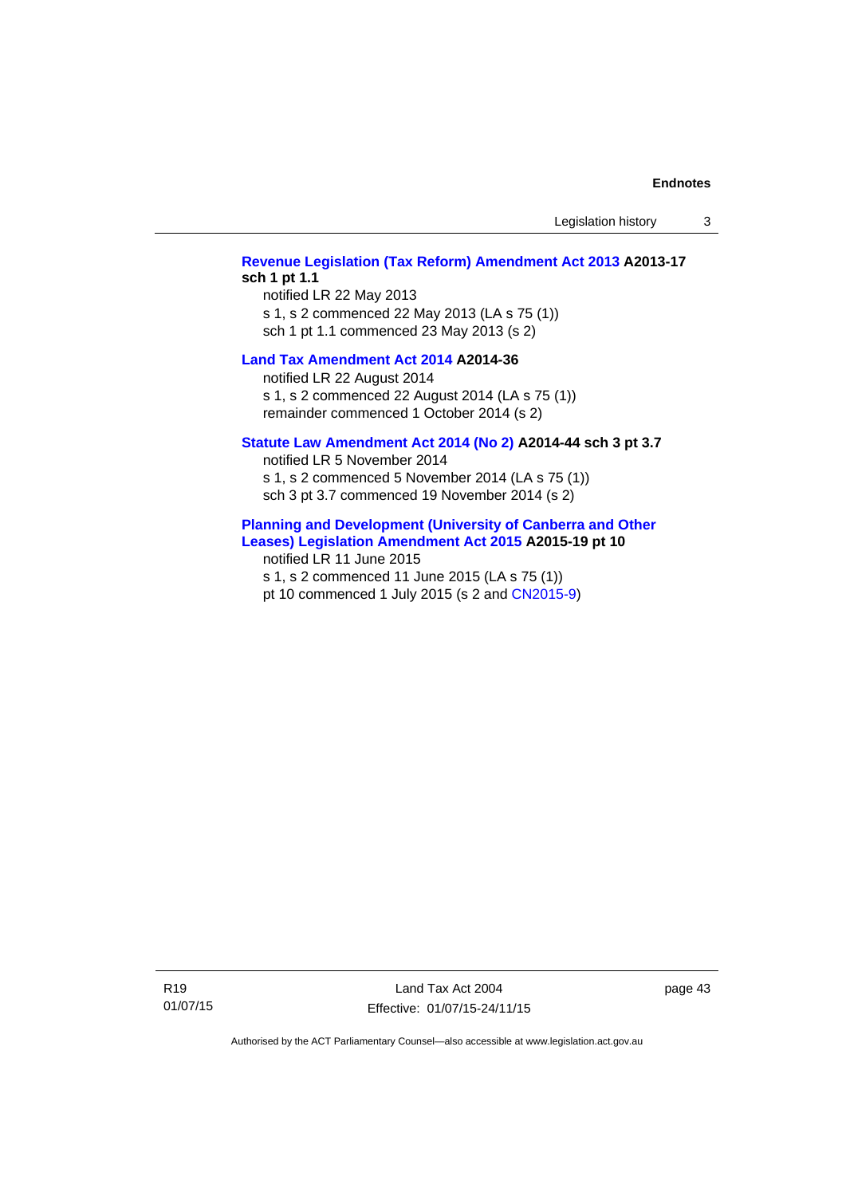**Revenue Legislation (Tax Reform) Amendment Act 2013 A2013-17 sch 1 pt 1.1**

notified LR 22 May 2013

s 1, s 2 commenced 22 May 2013 (LA s 75 (1))

sch 1 pt 1.1 commenced 23 May 2013 (s 2)

**Land Tax Amendment Act 2014 A2014-36**

notified LR 22 August 2014

s 1, s 2 commenced 22 August 2014 (LA s 75 (1))

remainder commenced 1 October 2014 (s 2)

**Statute Law Amendment Act 2014 (No 2) A2014-44 sch 3 pt 3.7**

notified LR 5 November 2014

s 1, s 2 commenced 5 November 2014 (LA s 75 (1))

sch 3 pt 3.7 commenced 19 November 2014 (s 2)

**Planning and Development (University of Canberra and Other Leases) Legislation Amendment Act 2015 A2015-19 pt 10**

notified LR 11 June 2015

s 1, s 2 commenced 11 June 2015 (LA s 75 (1))

pt 10 commenced 1 July 2015 (s 2 and CN2015-9)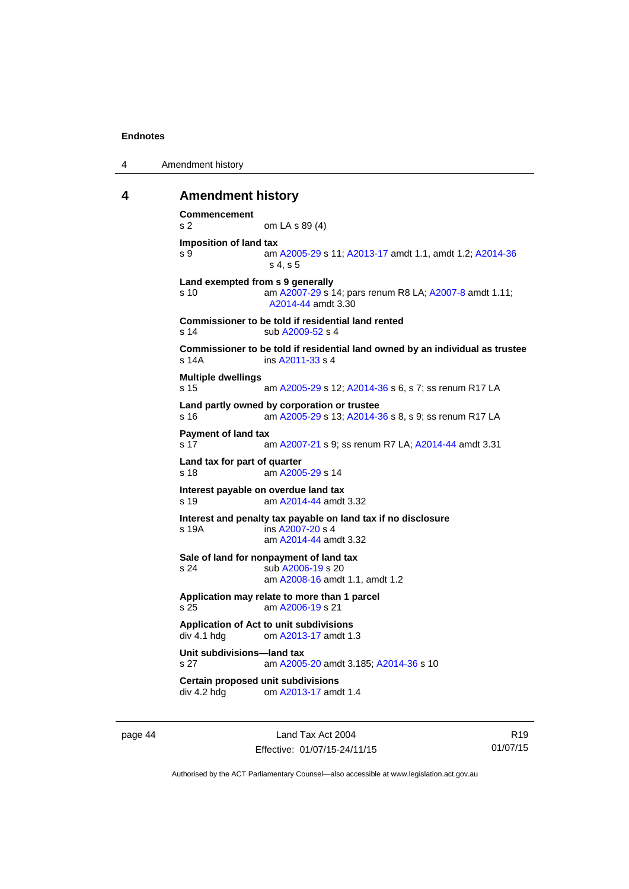## 4 Amendment history

**Commencement**
s 2 om LA s 89 (4)

**Imposition of land tax**
s 9 am A2005-29 s 11; A2013-17 amdt 1.1, amdt 1.2; A2014-36 s 4, s 5

**Land exempted from s 9 generally**
s 10 am A2007-29 s 14; pars renum R8 LA; A2007-8 amdt 1.11; A2014-44 amdt 3.30

**Commissioner to be told if residential land rented**
s 14 sub A2009-52 s 4

**Commissioner to be told if residential land owned by an individual as trustee**
s 14A ins A2011-33 s 4

**Multiple dwellings**
s 15 am A2005-29 s 12; A2014-36 s 6, s 7; ss renum R17 LA

**Land partly owned by corporation or trustee**
s 16 am A2005-29 s 13; A2014-36 s 8, s 9; ss renum R17 LA

**Payment of land tax**
s 17 am A2007-21 s 9; ss renum R7 LA; A2014-44 amdt 3.31

**Land tax for part of quarter**
s 18 am A2005-29 s 14

**Interest payable on overdue land tax**
s 19 am A2014-44 amdt 3.32

**Interest and penalty tax payable on land tax if no disclosure**
s 19A ins A2007-20 s 4
am A2014-44 amdt 3.32

**Sale of land for nonpayment of land tax**
s 24 sub A2006-19 s 20
am A2008-16 amdt 1.1, amdt 1.2

**Application may relate to more than 1 parcel**
s 25 am A2006-19 s 21

**Application of Act to unit subdivisions**
div 4.1 hdg om A2013-17 amdt 1.3

**Unit subdivisions—land tax**
s 27 am A2005-20 amdt 3.185; A2014-36 s 10

**Certain proposed unit subdivisions**
div 4.2 hdg om A2013-17 amdt 1.4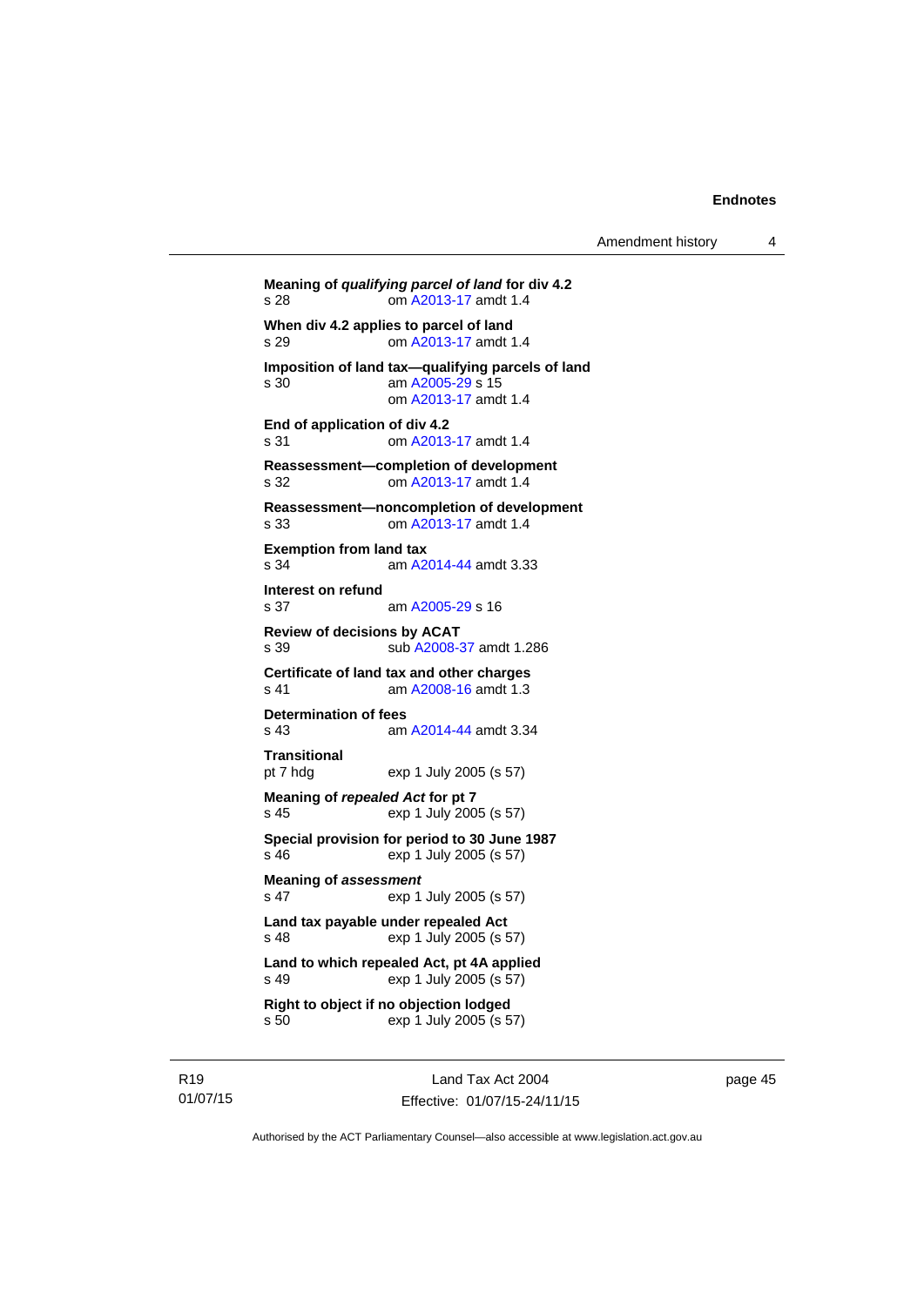**Meaning of *qualifying parcel of land* for div 4.2**
s 28 om A2013-17 amdt 1.4

**When div 4.2 applies to parcel of land**
s 29 om A2013-17 amdt 1.4

**Imposition of land tax—qualifying parcels of land**
s 30 am A2005-29 s 15
om A2013-17 amdt 1.4

**End of application of div 4.2**
s 31 om A2013-17 amdt 1.4

**Reassessment—completion of development**
s 32 om A2013-17 amdt 1.4

**Reassessment—noncompletion of development**
s 33 om A2013-17 amdt 1.4

**Exemption from land tax**
s 34 am A2014-44 amdt 3.33

**Interest on refund**
s 37 am A2005-29 s 16

**Review of decisions by ACAT**
s 39 sub A2008-37 amdt 1.286

**Certificate of land tax and other charges**
s 41 am A2008-16 amdt 1.3

**Determination of fees**
s 43 am A2014-44 amdt 3.34

**Transitional**
pt 7 hdg exp 1 July 2005 (s 57)

**Meaning of *repealed Act* for pt 7**
s 45 exp 1 July 2005 (s 57)

**Special provision for period to 30 June 1987**
s 46 exp 1 July 2005 (s 57)

**Meaning of *assessment***
s 47 exp 1 July 2005 (s 57)

**Land tax payable under repealed Act**
s 48 exp 1 July 2005 (s 57)

**Land to which repealed Act, pt 4A applied**
s 49 exp 1 July 2005 (s 57)

**Right to object if no objection lodged**
s 50 exp 1 July 2005 (s 57)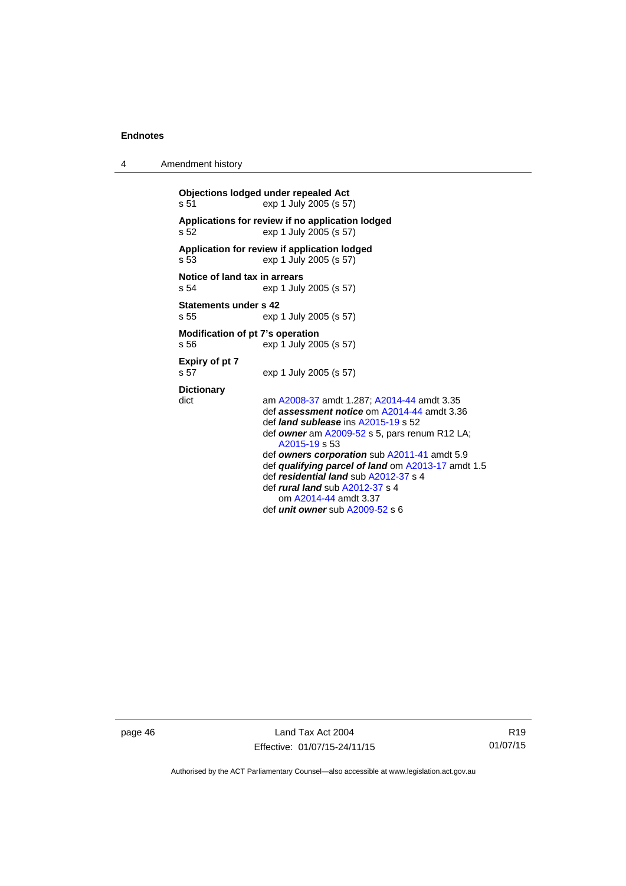**Objections lodged under repealed Act**
s 51 exp 1 July 2005 (s 57)

**Applications for review if no application lodged**
s 52 exp 1 July 2005 (s 57)

**Application for review if application lodged**
s 53 exp 1 July 2005 (s 57)

**Notice of land tax in arrears**
s 54 exp 1 July 2005 (s 57)

**Statements under s 42**
s 55 exp 1 July 2005 (s 57)

**Modification of pt 7's operation**
s 56 exp 1 July 2005 (s 57)

**Expiry of pt 7**
s 57 exp 1 July 2005 (s 57)

**Dictionary**
dict am A2008-37 amdt 1.287; A2014-44 amdt 3.35
def ***assessment notice*** om A2014-44 amdt 3.36
def ***land sublease*** ins A2015-19 s 52
def ***owner*** am A2009-52 s 5, pars renum R12 LA; A2015-19 s 53
def ***owners corporation*** sub A2011-41 amdt 5.9
def ***qualifying parcel of land*** om A2013-17 amdt 1.5
def ***residential land*** sub A2012-37 s 4
def ***rural land*** sub A2012-37 s 4
om A2014-44 amdt 3.37
def ***unit owner*** sub A2009-52 s 6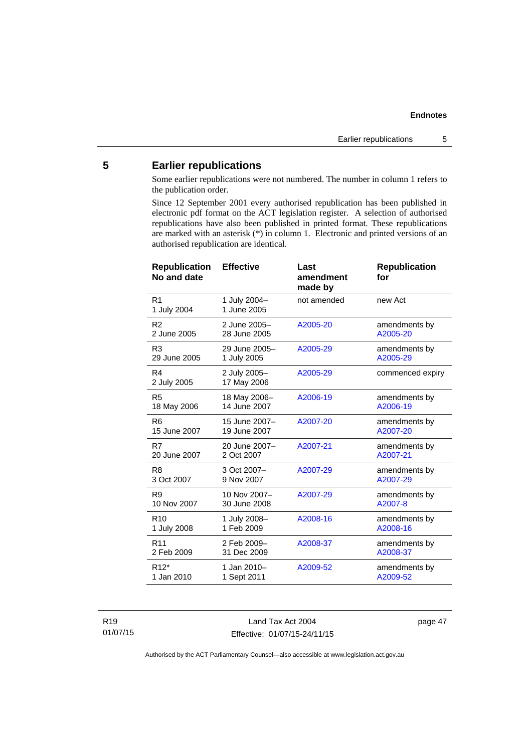## 5 Earlier republications

Some earlier republications were not numbered. The number in column 1 refers to the publication order.

Since 12 September 2001 every authorised republication has been published in electronic pdf format on the ACT legislation register. A selection of authorised republications have also been published in printed format. These republications are marked with an asterisk (*) in column 1. Electronic and printed versions of an authorised republication are identical.

| Republication No and date | Effective | Last amendment made by | Republication for |
|---|---|---|---|
| R1<br>1 July 2004 | 1 July 2004–<br>1 June 2005 | not amended | new Act |
| R2<br>2 June 2005 | 2 June 2005–<br>28 June 2005 | A2005-20 | amendments by A2005-20 |
| R3<br>29 June 2005 | 29 June 2005–<br>1 July 2005 | A2005-29 | amendments by A2005-29 |
| R4<br>2 July 2005 | 2 July 2005–<br>17 May 2006 | A2005-29 | commenced expiry |
| R5<br>18 May 2006 | 18 May 2006–<br>14 June 2007 | A2006-19 | amendments by A2006-19 |
| R6<br>15 June 2007 | 15 June 2007–<br>19 June 2007 | A2007-20 | amendments by A2007-20 |
| R7<br>20 June 2007 | 20 June 2007–<br>2 Oct 2007 | A2007-21 | amendments by A2007-21 |
| R8<br>3 Oct 2007 | 3 Oct 2007–<br>9 Nov 2007 | A2007-29 | amendments by A2007-29 |
| R9<br>10 Nov 2007 | 10 Nov 2007–<br>30 June 2008 | A2007-29 | amendments by A2007-8 |
| R10<br>1 July 2008 | 1 July 2008–<br>1 Feb 2009 | A2008-16 | amendments by A2008-16 |
| R11<br>2 Feb 2009 | 2 Feb 2009–<br>31 Dec 2009 | A2008-37 | amendments by A2008-37 |
| R12*<br>1 Jan 2010 | 1 Jan 2010–<br>1 Sept 2011 | A2009-52 | amendments by A2009-52 |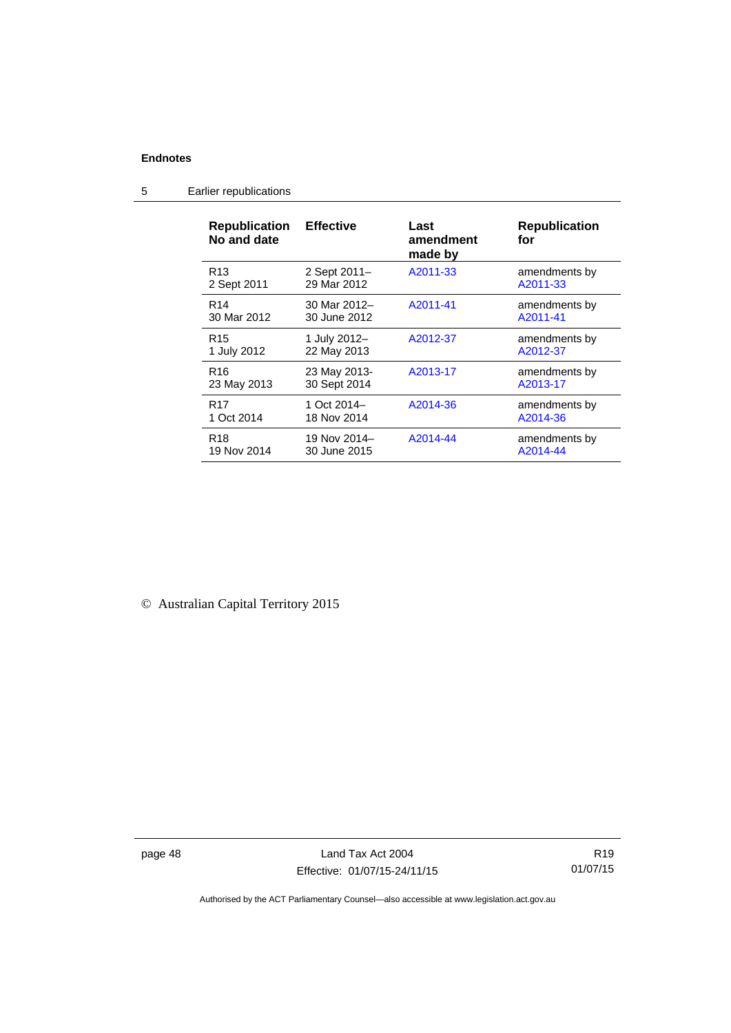## 5 Earlier republications

| Republication No and date | Effective | Last amendment made by | Republication for |
|---|---|---|---|
| R13<br>2 Sept 2011 | 2 Sept 2011–<br>29 Mar 2012 | A2011-33 | amendments by A2011-33 |
| R14<br>30 Mar 2012 | 30 Mar 2012–<br>30 June 2012 | A2011-41 | amendments by A2011-41 |
| R15<br>1 July 2012 | 1 July 2012–<br>22 May 2013 | A2012-37 | amendments by A2012-37 |
| R16<br>23 May 2013 | 23 May 2013-<br>30 Sept 2014 | A2013-17 | amendments by A2013-17 |
| R17<br>1 Oct 2014 | 1 Oct 2014–<br>18 Nov 2014 | A2014-36 | amendments by A2014-36 |
| R18<br>19 Nov 2014 | 19 Nov 2014–<br>30 June 2015 | A2014-44 | amendments by A2014-44 |

© Australian Capital Territory 2015